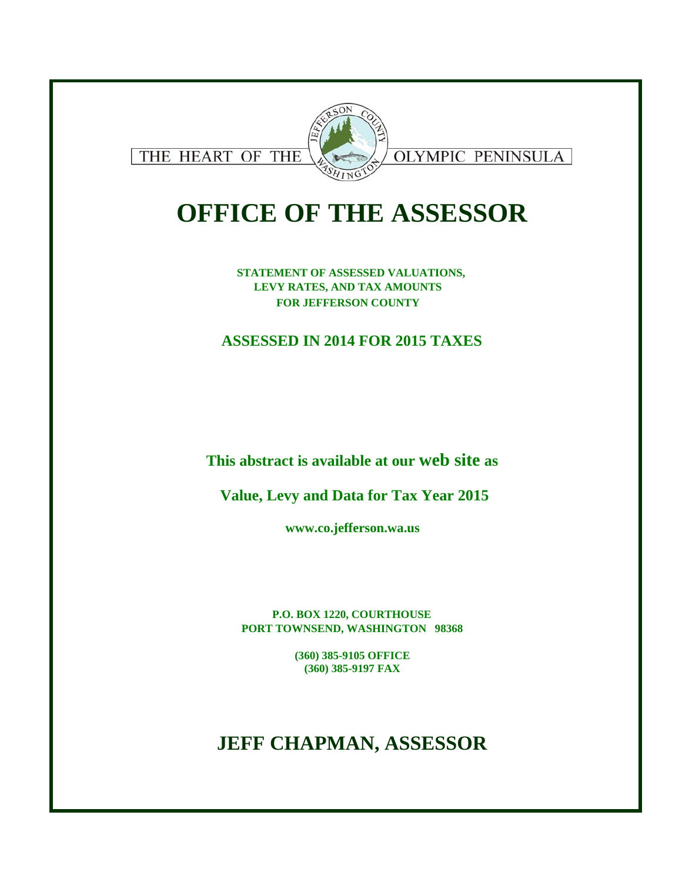THE HEART OF THE OLYMPIC PENINSULA

# OFFICE OF THE ASSESSOR

**STATEMENT OF ASSESSED VALUATIONS,**
**LEVY RATES, AND TAX AMOUNTS**
**FOR JEFFERSON COUNTY**

## ASSESSED IN 2014 FOR 2015 TAXES

**This abstract is available at our web site as**

**Value, Levy and Data for Tax Year 2015**

**www.co.jefferson.wa.us**

**P.O. BOX 1220, COURTHOUSE**
**PORT TOWNSEND, WASHINGTON 98368**

**(360) 385-9105 OFFICE**
**(360) 385-9197 FAX**

## JEFF CHAPMAN, ASSESSOR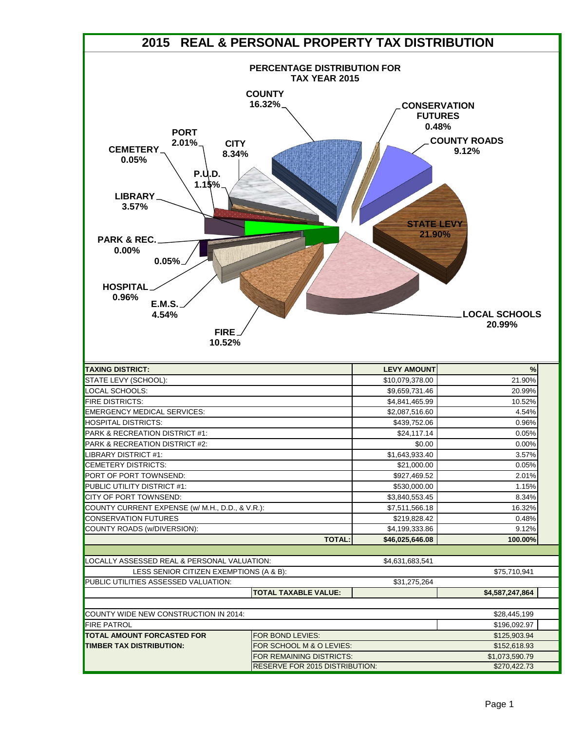# 2015 REAL & PERSONAL PROPERTY TAX DISTRIBUTION

**PERCENTAGE DISTRIBUTION FOR TAX YEAR 2015**

COUNTY 16.32%
CONSERVATION FUTURES 0.48%
COUNTY ROADS 9.12%
STATE LEVY 21.90%
LOCAL SCHOOLS 20.99%
FIRE 10.52%
E.M.S. 4.54%
HOSPITAL 0.96%
0.05%
PARK & REC. 0.00%
LIBRARY 3.57%
CEMETERY 0.05%
PORT 2.01%
P.U.D. 1.15%
CITY 8.34%

| TAXING DISTRICT: | LEVY AMOUNT | % |
|---|---|---|
| STATE LEVY (SCHOOL): | $10,079,378.00 | 21.90% |
| LOCAL SCHOOLS: | $9,659,731.46 | 20.99% |
| FIRE DISTRICTS: | $4,841,465.99 | 10.52% |
| EMERGENCY MEDICAL SERVICES: | $2,087,516.60 | 4.54% |
| HOSPITAL DISTRICTS: | $439,752.06 | 0.96% |
| PARK & RECREATION DISTRICT #1: | $24,117.14 | 0.05% |
| PARK & RECREATION DISTRICT #2: | $0.00 | 0.00% |
| LIBRARY DISTRICT #1: | $1,643,933.40 | 3.57% |
| CEMETERY DISTRICTS: | $21,000.00 | 0.05% |
| PORT OF PORT TOWNSEND: | $927,469.52 | 2.01% |
| PUBLIC UTILITY DISTRICT #1: | $530,000.00 | 1.15% |
| CITY OF PORT TOWNSEND: | $3,840,553.45 | 8.34% |
| COUNTY CURRENT EXPENSE (w/ M.H., D.D., & V.R.): | $7,511,566.18 | 16.32% |
| CONSERVATION FUTURES | $219,828.42 | 0.48% |
| COUNTY ROADS (w/DIVERSION): | $4,199,333.86 | 9.12% |
| **TOTAL:** | **$46,025,646.08** | **100.00%** |

| | | |
|---|---|---|
| LOCALLY ASSESSED REAL & PERSONAL VALUATION: | $4,631,683,541 | |
| LESS SENIOR CITIZEN EXEMPTIONS (A & B): | | $75,710,941 |
| PUBLIC UTILITIES ASSESSED VALUATION: | $31,275,264 | |
| **TOTAL TAXABLE VALUE:** | | **$4,587,247,864** |

| | | |
|---|---|---|
| COUNTY WIDE NEW CONSTRUCTION IN 2014: | | $28,445,199 |
| FIRE PATROL | | $196,092.97 |
| **TOTAL AMOUNT FORCASTED FOR TIMBER TAX DISTRIBUTION:** | FOR BOND LEVIES: | $125,903.94 |
| | FOR SCHOOL M & O LEVIES: | $152,618.93 |
| | FOR REMAINING DISTRICTS: | $1,073,590.79 |
| | RESERVE FOR 2015 DISTRIBUTION: | $270,422.73 |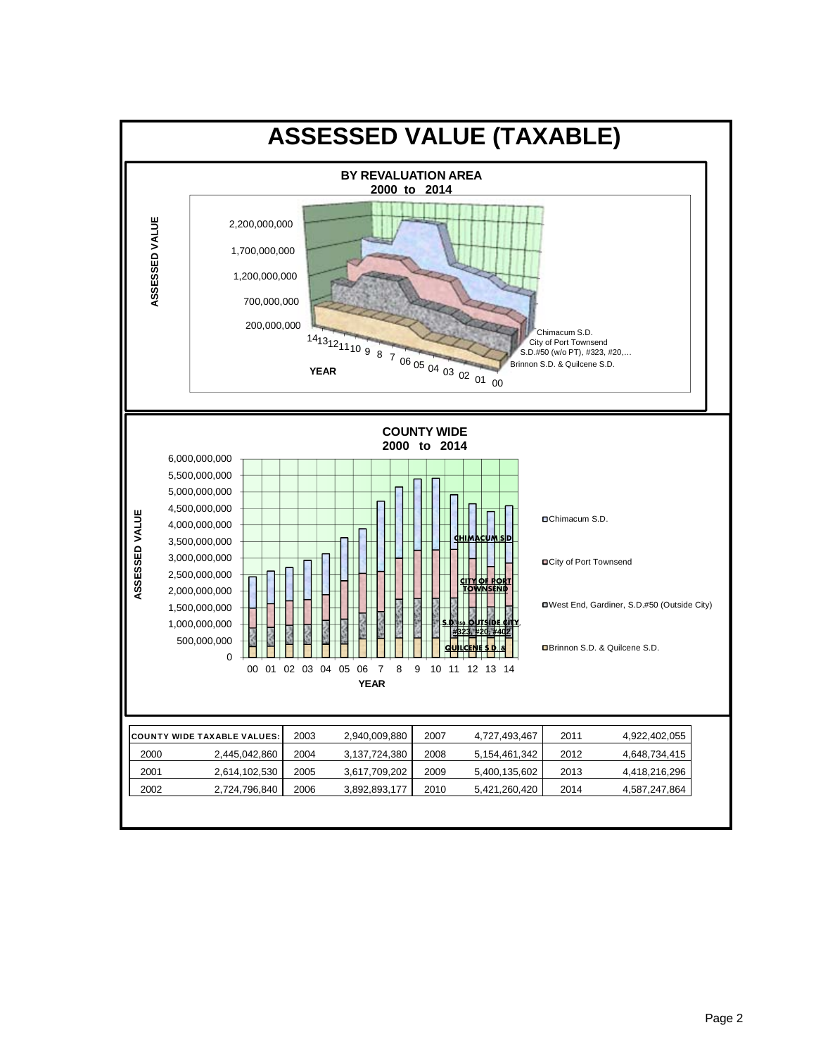# ASSESSED VALUE (TAXABLE)

**BY REVALUATION AREA**
**2000 to 2014**

ASSESSED VALUE

2,200,000,000
1,700,000,000
1,200,000,000
700,000,000
200,000,000

YEAR

14 13 12 11 10 9 8 7 06 05 04 03 02 01 00

Chimacum S.D.
City of Port Townsend
S.D.#50 (w/o PT), #323, #20,…
Brinnon S.D. & Quilcene S.D.

**COUNTY WIDE**
**2000 to 2014**

ASSESSED VALUE

6,000,000,000
5,500,000,000
5,000,000,000
4,500,000,000
4,000,000,000
3,500,000,000
3,000,000,000
2,500,000,000
2,000,000,000
1,500,000,000
1,000,000,000
500,000,000
0

00 01 02 03 04 05 06 7 8 9 10 11 12 13 14

YEAR

CHIMACUM S.D
CITY OF PORT TOWNSEND
S.D.#50 OUTSIDE CITY, #323, #20, #402
QUILCENE S.D. &

Chimacum S.D.
City of Port Townsend
West End, Gardiner, S.D.#50 (Outside City)
Brinnon S.D. & Quilcene S.D.

| COUNTY WIDE TAXABLE VALUES: | | | | | | | |
|---|---|---|---|---|---|---|---|
| 2000 | 2,445,042,860 | 2003 | 2,940,009,880 | 2007 | 4,727,493,467 | 2011 | 4,922,402,055 |
| 2001 | 2,614,102,530 | 2004 | 3,137,724,380 | 2008 | 5,154,461,342 | 2012 | 4,648,734,415 |
| 2002 | 2,724,796,840 | 2005 | 3,617,709,202 | 2009 | 5,400,135,602 | 2013 | 4,418,216,296 |
| | | 2006 | 3,892,893,177 | 2010 | 5,421,260,420 | 2014 | 4,587,247,864 |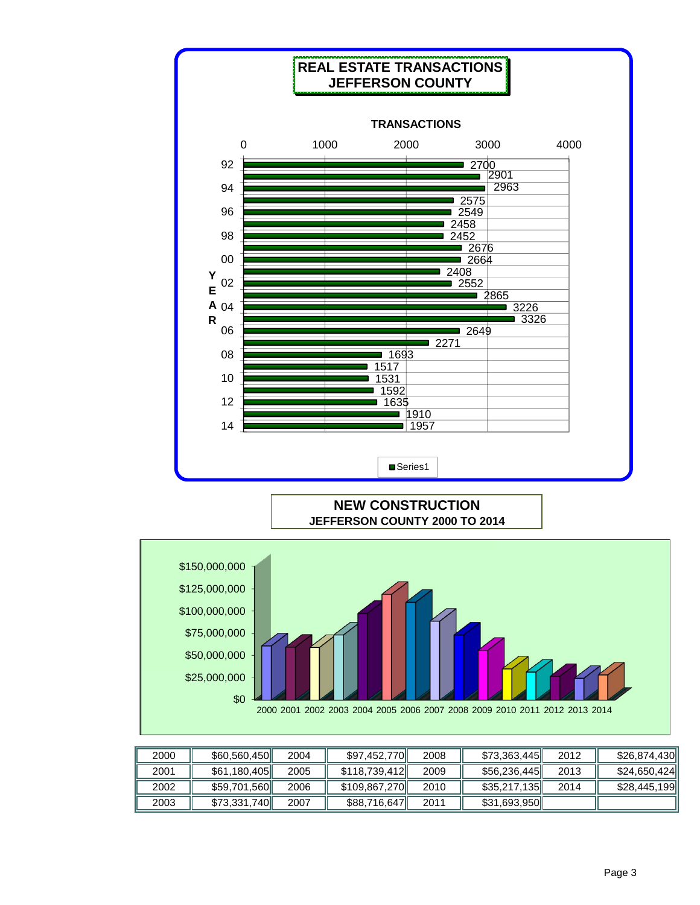## REAL ESTATE TRANSACTIONS
## JEFFERSON COUNTY

TRANSACTIONS

| YEAR | Transactions |
|---|---|
| 92 | 2700 |
| 93 | 2901 |
| 94 | 2963 |
| 95 | 2575 |
| 96 | 2549 |
| 97 | 2458 |
| 98 | 2452 |
| 99 | 2676 |
| 00 | 2664 |
| 01 | 2408 |
| 02 | 2552 |
| 03 | 2865 |
| 04 | 3226 |
| 05 | 3326 |
| 06 | 2649 |
| 07 | 2271 |
| 08 | 1693 |
| 09 | 1517 |
| 10 | 1531 |
| 11 | 1592 |
| 12 | 1635 |
| 13 | 1910 |
| 14 | 1957 |

Series1

## NEW CONSTRUCTION
**JEFFERSON COUNTY 2000 TO 2014**

| | | | | | | | |
|---|---|---|---|---|---|---|---|
| 2000 | $60,560,450 | 2004 | $97,452,770 | 2008 | $73,363,445 | 2012 | $26,874,430 |
| 2001 | $61,180,405 | 2005 | $118,739,412 | 2009 | $56,236,445 | 2013 | $24,650,424 |
| 2002 | $59,701,560 | 2006 | $109,867,270 | 2010 | $35,217,135 | 2014 | $28,445,199 |
| 2003 | $73,331,740 | 2007 | $88,716,647 | 2011 | $31,693,950 | | |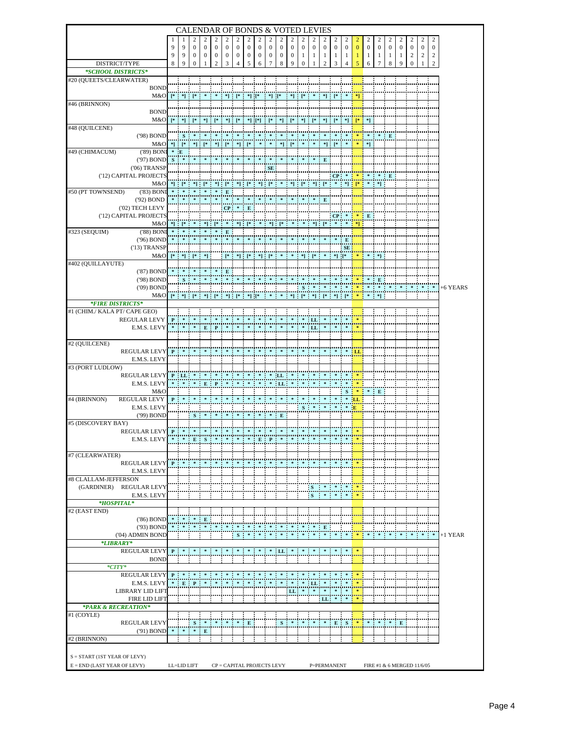# CALENDAR OF BONDS & VOTED LEVIES

| DISTRICT/TYPE | 1998 | 1999 | 2000 | 2001 | 2002 | 2003 | 2004 | 2005 | 2006 | 2007 | 2008 | 2009 | 2010 | 2011 | 2012 | 2013 | 2014 | 2015 | 2016 | 2017 | 2018 | 2019 | 2020 | 2021 | 2022 | |
|---|---|---|---|---|---|---|---|---|---|---|---|---|---|---|---|---|---|---|---|---|---|---|---|---|---|---|
| ***SCHOOL DISTRICTS*** | | | | | | | | | | | | | | | | | | | | | | | | | | |
| #20 (QUEETS/CLEARWATER) | | | | | | | | | | | | | | | | | | | | | | | | | | |
| BOND | | | | | | | | | | | | | | | | | | | | | | | | | | |
| M&O | [* | *] | [* | * | * | *] | [* | *] | [* | *] | [* | *] | [* | * | *] | [* | * | *] | | | | | | | | |
| #46 (BRINNON) | | | | | | | | | | | | | | | | | | | | | | | | | | |
| BOND | | | | | | | | | | | | | | | | | | | | | | | | | | |
| M&O | [* | *] | [* | *] | [* | *] | [* | *] | [*] | [* | *] | [* | *] | [* | *] | [* | *] | [* | *] | | | | | | | |
| #48 (QUILCENE) | | | | | | | | | | | | | | | | | | | | | | | | | | |
| ('98) BOND | | S | * | * | * | * | * | * | * | * | * | * | * | * | * | * | * | * | * | * | E | | | | | |
| M&O | *] | [* | *] | [* | *] | [* | *] | [* | * | * | *] | [* | * | * | *] | [* | * | * | *] | | | | | | | |
| #49 (CHIMACUM) ('89) BOND | * | E | | | | | | | | | | | | | | | | | | | | | | | | |
| ('97) BOND | S | * | * | * | * | * | * | * | * | * | * | * | * | * | E | | | | | | | | | | | |
| ('06) TRANSP | | | | | | | | | | SE | | | | | | | | | | | | | | | | |
| ('12) CAPITAL PROJECTS | | | | | | | | | | | | | | | | CP | * | * | * | * | E | | | | | |
| M&O | *] | [* | *] | [* | *] | [* | *] | [* | *] | [* | * | *] | [* | *] | [* | * | *] | [* | * | *] | | | | | | |
| #50 (PT TOWNSEND) ('83) BOND | * | * | * | * | * | E | | | | | | | | | | | | | | | | | | | | |
| ('92) BOND | * | * | * | * | * | * | * | * | * | * | * | * | * | * | E | | | | | | | | | | | |
| ('02) TECH LEVY | | | | | | CP | * | E | | | | | | | | | | | | | | | | | | |
| ('12) CAPITAL PROJECTS | | | | | | | | | | | | | | | | CP | * | * | E | | | | | | | |
| M&O | *] | [* | * | * | *] | [* | * | *] | [* | * | *] | [* | * | * | *] | [* | * | *] | | | | | | | | |
| #323 (SEQUIM) ('88) BOND | * | * | * | * | * | E | | | | | | | | | | | | | | | | | | | | |
| ('96) BOND | * | * | * | * | * | * | * | * | * | * | * | * | * | * | * | * | E | | | | | | | | | |
| ('13) TRANSP | | | | | | | | | | | | | | | | | SE | | | | | | | | | |
| M&O | [* | *] | [* | *] | | [* | *] | [* | *] | [* | * | * | *] | [* | * | *] | [* | * | * | *} | | | | | | |
| #402 (QUILLAYUTE) | | | | | | | | | | | | | | | | | | | | | | | | | | |
| ('87) BOND | * | * | * | * | * | E | | | | | | | | | | | | | | | | | | | | |
| ('98) BOND | | S | * | * | * | * | * | * | * | * | * | * | * | * | * | * | * | * | * | E | | | | | | |
| ('09) BOND | | | | | | | | | | | | | S | * | * | * | * | * | * | * | * | * | * | * | * | +6 YEARS |
| M&O | [* | *] | [* | *] | [* | *] | [* | *] | [* | * | * | *] | [* | *] | [* | *] | [* | * | * | *] | | | | | | |
| ***FIRE DISTRICTS*** | | | | | | | | | | | | | | | | | | | | | | | | | | |
| #1 (CHIM./ KALA PT/ CAPE GEO) | | | | | | | | | | | | | | | | | | | | | | | | | | |
| REGULAR LEVY | P | * | * | * | * | * | * | * | * | * | * | * | * | LL | * | * | * | * | | | | | | | | |
| E.M.S. LEVY | * | * | * | E | P | * | * | * | * | * | * | * | * | LL | * | * | * | * | | | | | | | | |
| #2 (QUILCENE) | | | | | | | | | | | | | | | | | | | | | | | | | | |
| REGULAR LEVY | P | * | * | * | * | * | * | * | * | * | * | * | * | * | * | * | * | LL | | | | | | | | |
| E.M.S. LEVY | | | | | | | | | | | | | | | | | | | | | | | | | | |
| #3 (PORT LUDLOW) | | | | | | | | | | | | | | | | | | | | | | | | | | |
| REGULAR LEVY | P | LL | * | * | * | * | * | * | * | * | LL | * | * | * | * | * | * | * | | | | | | | | |
| E.M.S. LEVY | * | * | * | E | P | * | * | * | * | * | LL | * | * | * | * | * | * | * | | | | | | | | |
| M&O | | | | | | | | | | | | | | | | | S | * | * | E | | | | | | |
| #4 (BRINNON) REGULAR LEVY | P | * | * | * | * | * | * | * | * | * | * | * | * | * | * | * | * | LL | | | | | | | | |
| E.M.S. LEVY | | | | | | | | | | | | | S | * | * | * | * | E | | | | | | | | |
| ('99) BOND | | | S | * | * | * | * | * | * | E | | | | | | | | | | | | | | | | |
| #5 (DISCOVERY BAY) | | | | | | | | | | | | | | | | | | | | | | | | | | |
| REGULAR LEVY | P | * | * | * | * | * | * | * | * | * | * | * | * | * | * | * | * | * | | | | | | | | |
| E.M.S. LEVY | * | * | E | S | * | * | * | * | E | P | * | * | * | * | * | * | * | * | | | | | | | | |
| #7 (CLEARWATER) | | | | | | | | | | | | | | | | | | | | | | | | | | |
| REGULAR LEVY | P | * | * | * | * | * | * | * | * | * | * | * | * | * | * | * | * | * | | | | | | | | |
| E.M.S. LEVY | | | | | | | | | | | | | | | | | | | | | | | | | | |
| #8 CLALLAM-JEFFERSON (GARDINER) REGULAR LEVY | | | | | | | | | | | | | | S | * | * | * | * | | | | | | | | |
| E.M.S. LEVY | | | | | | | | | | | | | | S | * | * | * | * | | | | | | | | |
| ***HOSPITAL*** | | | | | | | | | | | | | | | | | | | | | | | | | | |
| #2 (EAST END) | | | | | | | | | | | | | | | | | | | | | | | | | | |
| ('86) BOND | * | * | * | E | | | | | | | | | | | | | | | | | | | | | | |
| ('93) BOND | * | * | * | * | * | * | * | * | * | * | * | * | * | * | E | | | | | | | | | | | |
| ('04) ADMIN BOND | | | | | | | S | * | * | * | * | * | * | * | * | * | * | * | * | * | * | * | * | * | * | +1 YEAR |
| ***LIBRARY*** | | | | | | | | | | | | | | | | | | | | | | | | | | |
| REGULAR LEVY | P | * | * | * | * | * | * | * | * | * | LL | * | * | * | * | * | * | * | | | | | | | | |
| BOND | | | | | | | | | | | | | | | | | | | | | | | | | | |
| ***CITY*** | | | | | | | | | | | | | | | | | | | | | | | | | | |
| REGULAR LEVY | P | * | * | * | * | * | * | * | * | * | * | * | * | * | * | * | * | * | | | | | | | | |
| E.M.S. LEVY | * | E | P | * | * | * | * | * | * | * | * | * | * | LL | * | * | * | * | | | | | | | | |
| LIBRARY LID LIFT | | | | | | | | | | | | LL | * | * | * | * | * | * | | | | | | | | |
| FIRE LID LIFT | | | | | | | | | | | | | | | LL | * | * | * | | | | | | | | |
| ***PARK & RECREATION*** | | | | | | | | | | | | | | | | | | | | | | | | | | |
| #1 (COYLE) | | | | | | | | | | | | | | | | | | | | | | | | | | |
| REGULAR LEVY | | | S | * | * | * | * | E | | | S | * | * | * | * | E | S | * | * | * | * | E | | | | |
| ('91) BOND | * | * | * | E | | | | | | | | | | | | | | | | | | | | | | |
| #2 (BRINNON) | | | | | | | | | | | | | | | | | | | | | | | | | | |

S = START (1ST YEAR OF LEVY)
E = END (LAST YEAR OF LEVY)
LL=LID LIFT
CP = CAPITAL PROJECTS LEVY
P=PERMANENT
FIRE #1 & 6 MERGED 11/6/05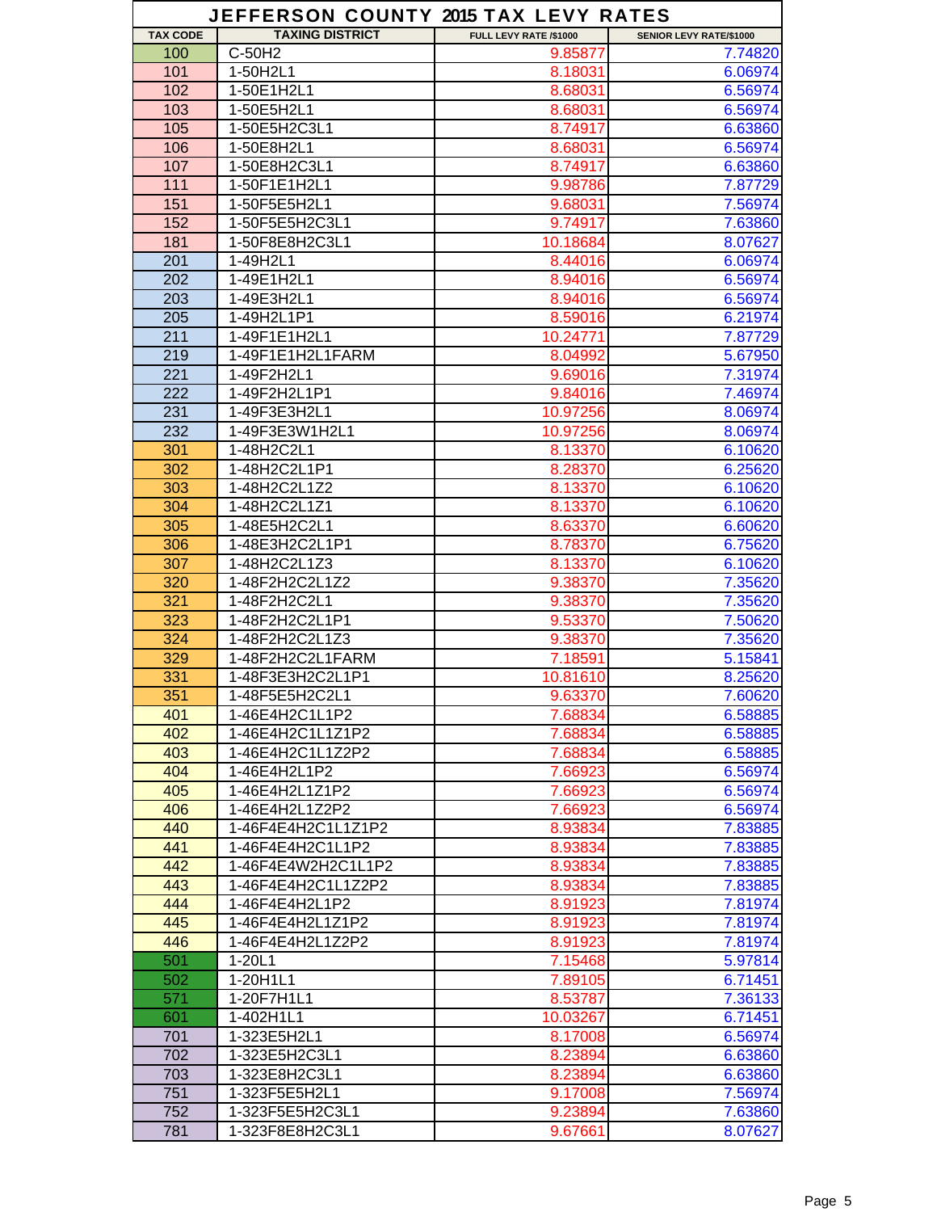# JEFFERSON COUNTY 2015 TAX LEVY RATES

| TAX CODE | TAXING DISTRICT | FULL LEVY RATE /$1000 | SENIOR LEVY RATE/$1000 |
|---|---|---|---|
| 100 | C-50H2 | 9.85877 | 7.74820 |
| 101 | 1-50H2L1 | 8.18031 | 6.06974 |
| 102 | 1-50E1H2L1 | 8.68031 | 6.56974 |
| 103 | 1-50E5H2L1 | 8.68031 | 6.56974 |
| 105 | 1-50E5H2C3L1 | 8.74917 | 6.63860 |
| 106 | 1-50E8H2L1 | 8.68031 | 6.56974 |
| 107 | 1-50E8H2C3L1 | 8.74917 | 6.63860 |
| 111 | 1-50F1E1H2L1 | 9.98786 | 7.87729 |
| 151 | 1-50F5E5H2L1 | 9.68031 | 7.56974 |
| 152 | 1-50F5E5H2C3L1 | 9.74917 | 7.63860 |
| 181 | 1-50F8E8H2C3L1 | 10.18684 | 8.07627 |
| 201 | 1-49H2L1 | 8.44016 | 6.06974 |
| 202 | 1-49E1H2L1 | 8.94016 | 6.56974 |
| 203 | 1-49E3H2L1 | 8.94016 | 6.56974 |
| 205 | 1-49H2L1P1 | 8.59016 | 6.21974 |
| 211 | 1-49F1E1H2L1 | 10.24771 | 7.87729 |
| 219 | 1-49F1E1H2L1FARM | 8.04992 | 5.67950 |
| 221 | 1-49F2H2L1 | 9.69016 | 7.31974 |
| 222 | 1-49F2H2L1P1 | 9.84016 | 7.46974 |
| 231 | 1-49F3E3H2L1 | 10.97256 | 8.06974 |
| 232 | 1-49F3E3W1H2L1 | 10.97256 | 8.06974 |
| 301 | 1-48H2C2L1 | 8.13370 | 6.10620 |
| 302 | 1-48H2C2L1P1 | 8.28370 | 6.25620 |
| 303 | 1-48H2C2L1Z2 | 8.13370 | 6.10620 |
| 304 | 1-48H2C2L1Z1 | 8.13370 | 6.10620 |
| 305 | 1-48E5H2C2L1 | 8.63370 | 6.60620 |
| 306 | 1-48E3H2C2L1P1 | 8.78370 | 6.75620 |
| 307 | 1-48H2C2L1Z3 | 8.13370 | 6.10620 |
| 320 | 1-48F2H2C2L1Z2 | 9.38370 | 7.35620 |
| 321 | 1-48F2H2C2L1 | 9.38370 | 7.35620 |
| 323 | 1-48F2H2C2L1P1 | 9.53370 | 7.50620 |
| 324 | 1-48F2H2C2L1Z3 | 9.38370 | 7.35620 |
| 329 | 1-48F2H2C2L1FARM | 7.18591 | 5.15841 |
| 331 | 1-48F3E3H2C2L1P1 | 10.81610 | 8.25620 |
| 351 | 1-48F5E5H2C2L1 | 9.63370 | 7.60620 |
| 401 | 1-46E4H2C1L1P2 | 7.68834 | 6.58885 |
| 402 | 1-46E4H2C1L1Z1P2 | 7.68834 | 6.58885 |
| 403 | 1-46E4H2C1L1Z2P2 | 7.68834 | 6.58885 |
| 404 | 1-46E4H2L1P2 | 7.66923 | 6.56974 |
| 405 | 1-46E4H2L1Z1P2 | 7.66923 | 6.56974 |
| 406 | 1-46E4H2L1Z2P2 | 7.66923 | 6.56974 |
| 440 | 1-46F4E4H2C1L1Z1P2 | 8.93834 | 7.83885 |
| 441 | 1-46F4E4H2C1L1P2 | 8.93834 | 7.83885 |
| 442 | 1-46F4E4W2H2C1L1P2 | 8.93834 | 7.83885 |
| 443 | 1-46F4E4H2C1L1Z2P2 | 8.93834 | 7.83885 |
| 444 | 1-46F4E4H2L1P2 | 8.91923 | 7.81974 |
| 445 | 1-46F4E4H2L1Z1P2 | 8.91923 | 7.81974 |
| 446 | 1-46F4E4H2L1Z2P2 | 8.91923 | 7.81974 |
| 501 | 1-20L1 | 7.15468 | 5.97814 |
| 502 | 1-20H1L1 | 7.89105 | 6.71451 |
| 571 | 1-20F7H1L1 | 8.53787 | 7.36133 |
| 601 | 1-402H1L1 | 10.03267 | 6.71451 |
| 701 | 1-323E5H2L1 | 8.17008 | 6.56974 |
| 702 | 1-323E5H2C3L1 | 8.23894 | 6.63860 |
| 703 | 1-323E8H2C3L1 | 8.23894 | 6.63860 |
| 751 | 1-323F5E5H2L1 | 9.17008 | 7.56974 |
| 752 | 1-323F5E5H2C3L1 | 9.23894 | 7.63860 |
| 781 | 1-323F8E8H2C3L1 | 9.67661 | 8.07627 |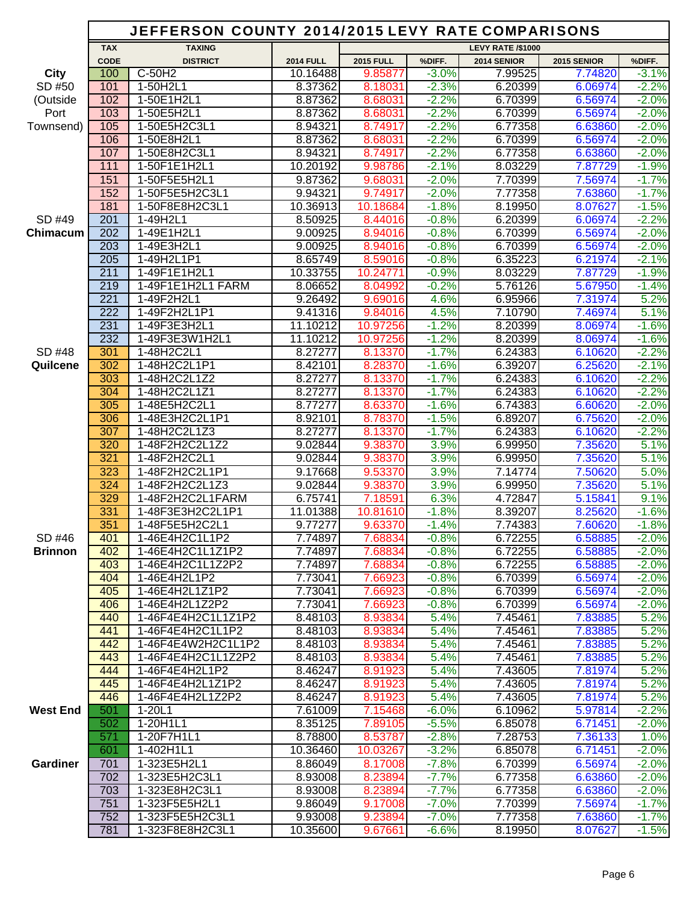# JEFFERSON COUNTY 2014/2015 LEVY RATE COMPARISONS

| | TAX CODE | TAXING DISTRICT | LEVY RATE /$1000 | | | | | |
|---|---|---|---|---|---|---|---|---|
| | | | 2014 FULL | 2015 FULL | %DIFF. | 2014 SENIOR | 2015 SENIOR | %DIFF. |
| **City** | 100 | C-50H2 | 10.16488 | 9.85877 | -3.0% | 7.99525 | 7.74820 | -3.1% |
| SD #50 | 101 | 1-50H2L1 | 8.37362 | 8.18031 | -2.3% | 6.20399 | 6.06974 | -2.2% |
| (Outside | 102 | 1-50E1H2L1 | 8.87362 | 8.68031 | -2.2% | 6.70399 | 6.56974 | -2.0% |
| Port | 103 | 1-50E5H2L1 | 8.87362 | 8.68031 | -2.2% | 6.70399 | 6.56974 | -2.0% |
| Townsend) | 105 | 1-50E5H2C3L1 | 8.94321 | 8.74917 | -2.2% | 6.77358 | 6.63860 | -2.0% |
| | 106 | 1-50E8H2L1 | 8.87362 | 8.68031 | -2.2% | 6.70399 | 6.56974 | -2.0% |
| | 107 | 1-50E8H2C3L1 | 8.94321 | 8.74917 | -2.2% | 6.77358 | 6.63860 | -2.0% |
| | 111 | 1-50F1E1H2L1 | 10.20192 | 9.98786 | -2.1% | 8.03229 | 7.87729 | -1.9% |
| | 151 | 1-50F5E5H2L1 | 9.87362 | 9.68031 | -2.0% | 7.70399 | 7.56974 | -1.7% |
| | 152 | 1-50F5E5H2C3L1 | 9.94321 | 9.74917 | -2.0% | 7.77358 | 7.63860 | -1.7% |
| | 181 | 1-50F8E8H2C3L1 | 10.36913 | 10.18684 | -1.8% | 8.19950 | 8.07627 | -1.5% |
| SD #49 | 201 | 1-49H2L1 | 8.50925 | 8.44016 | -0.8% | 6.20399 | 6.06974 | -2.2% |
| **Chimacum** | 202 | 1-49E1H2L1 | 9.00925 | 8.94016 | -0.8% | 6.70399 | 6.56974 | -2.0% |
| | 203 | 1-49E3H2L1 | 9.00925 | 8.94016 | -0.8% | 6.70399 | 6.56974 | -2.0% |
| | 205 | 1-49H2L1P1 | 8.65749 | 8.59016 | -0.8% | 6.35223 | 6.21974 | -2.1% |
| | 211 | 1-49F1E1H2L1 | 10.33755 | 10.24771 | -0.9% | 8.03229 | 7.87729 | -1.9% |
| | 219 | 1-49F1E1H2L1 FARM | 8.06652 | 8.04992 | -0.2% | 5.76126 | 5.67950 | -1.4% |
| | 221 | 1-49F2H2L1 | 9.26492 | 9.69016 | 4.6% | 6.95966 | 7.31974 | 5.2% |
| | 222 | 1-49F2H2L1P1 | 9.41316 | 9.84016 | 4.5% | 7.10790 | 7.46974 | 5.1% |
| | 231 | 1-49F3E3H2L1 | 11.10212 | 10.97256 | -1.2% | 8.20399 | 8.06974 | -1.6% |
| | 232 | 1-49F3E3W1H2L1 | 11.10212 | 10.97256 | -1.2% | 8.20399 | 8.06974 | -1.6% |
| SD #48 | 301 | 1-48H2C2L1 | 8.27277 | 8.13370 | -1.7% | 6.24383 | 6.10620 | -2.2% |
| **Quilcene** | 302 | 1-48H2C2L1P1 | 8.42101 | 8.28370 | -1.6% | 6.39207 | 6.25620 | -2.1% |
| | 303 | 1-48H2C2L1Z2 | 8.27277 | 8.13370 | -1.7% | 6.24383 | 6.10620 | -2.2% |
| | 304 | 1-48H2C2L1Z1 | 8.27277 | 8.13370 | -1.7% | 6.24383 | 6.10620 | -2.2% |
| | 305 | 1-48E5H2C2L1 | 8.77277 | 8.63370 | -1.6% | 6.74383 | 6.60620 | -2.0% |
| | 306 | 1-48E3H2C2L1P1 | 8.92101 | 8.78370 | -1.5% | 6.89207 | 6.75620 | -2.0% |
| | 307 | 1-48H2C2L1Z3 | 8.27277 | 8.13370 | -1.7% | 6.24383 | 6.10620 | -2.2% |
| | 320 | 1-48F2H2C2L1Z2 | 9.02844 | 9.38370 | 3.9% | 6.99950 | 7.35620 | 5.1% |
| | 321 | 1-48F2H2C2L1 | 9.02844 | 9.38370 | 3.9% | 6.99950 | 7.35620 | 5.1% |
| | 323 | 1-48F2H2C2L1P1 | 9.17668 | 9.53370 | 3.9% | 7.14774 | 7.50620 | 5.0% |
| | 324 | 1-48F2H2C2L1Z3 | 9.02844 | 9.38370 | 3.9% | 6.99950 | 7.35620 | 5.1% |
| | 329 | 1-48F2H2C2L1FARM | 6.75741 | 7.18591 | 6.3% | 4.72847 | 5.15841 | 9.1% |
| | 331 | 1-48F3E3H2C2L1P1 | 11.01388 | 10.81610 | -1.8% | 8.39207 | 8.25620 | -1.6% |
| | 351 | 1-48F5E5H2C2L1 | 9.77277 | 9.63370 | -1.4% | 7.74383 | 7.60620 | -1.8% |
| SD #46 | 401 | 1-46E4H2C1L1P2 | 7.74897 | 7.68834 | -0.8% | 6.72255 | 6.58885 | -2.0% |
| **Brinnon** | 402 | 1-46E4H2C1L1Z1P2 | 7.74897 | 7.68834 | -0.8% | 6.72255 | 6.58885 | -2.0% |
| | 403 | 1-46E4H2C1L1Z2P2 | 7.74897 | 7.68834 | -0.8% | 6.72255 | 6.58885 | -2.0% |
| | 404 | 1-46E4H2L1P2 | 7.73041 | 7.66923 | -0.8% | 6.70399 | 6.56974 | -2.0% |
| | 405 | 1-46E4H2L1Z1P2 | 7.73041 | 7.66923 | -0.8% | 6.70399 | 6.56974 | -2.0% |
| | 406 | 1-46E4H2L1Z2P2 | 7.73041 | 7.66923 | -0.8% | 6.70399 | 6.56974 | -2.0% |
| | 440 | 1-46F4E4H2C1L1Z1P2 | 8.48103 | 8.93834 | 5.4% | 7.45461 | 7.83885 | 5.2% |
| | 441 | 1-46F4E4H2C1L1P2 | 8.48103 | 8.93834 | 5.4% | 7.45461 | 7.83885 | 5.2% |
| | 442 | 1-46F4E4W2H2C1L1P2 | 8.48103 | 8.93834 | 5.4% | 7.45461 | 7.83885 | 5.2% |
| | 443 | 1-46F4E4H2C1L1Z2P2 | 8.48103 | 8.93834 | 5.4% | 7.45461 | 7.83885 | 5.2% |
| | 444 | 1-46F4E4H2L1P2 | 8.46247 | 8.91923 | 5.4% | 7.43605 | 7.81974 | 5.2% |
| | 445 | 1-46F4E4H2L1Z1P2 | 8.46247 | 8.91923 | 5.4% | 7.43605 | 7.81974 | 5.2% |
| | 446 | 1-46F4E4H2L1Z2P2 | 8.46247 | 8.91923 | 5.4% | 7.43605 | 7.81974 | 5.2% |
| **West End** | 501 | 1-20L1 | 7.61009 | 7.15468 | -6.0% | 6.10962 | 5.97814 | -2.2% |
| | 502 | 1-20H1L1 | 8.35125 | 7.89105 | -5.5% | 6.85078 | 6.71451 | -2.0% |
| | 571 | 1-20F7H1L1 | 8.78800 | 8.53787 | -2.8% | 7.28753 | 7.36133 | 1.0% |
| | 601 | 1-402H1L1 | 10.36460 | 10.03267 | -3.2% | 6.85078 | 6.71451 | -2.0% |
| **Gardiner** | 701 | 1-323E5H2L1 | 8.86049 | 8.17008 | -7.8% | 6.70399 | 6.56974 | -2.0% |
| | 702 | 1-323E5H2C3L1 | 8.93008 | 8.23894 | -7.7% | 6.77358 | 6.63860 | -2.0% |
| | 703 | 1-323E8H2C3L1 | 8.93008 | 8.23894 | -7.7% | 6.77358 | 6.63860 | -2.0% |
| | 751 | 1-323F5E5H2L1 | 9.86049 | 9.17008 | -7.0% | 7.70399 | 7.56974 | -1.7% |
| | 752 | 1-323F5E5H2C3L1 | 9.93008 | 9.23894 | -7.0% | 7.77358 | 7.63860 | -1.7% |
| | 781 | 1-323F8E8H2C3L1 | 10.35600 | 9.67661 | -6.6% | 8.19950 | 8.07627 | -1.5% |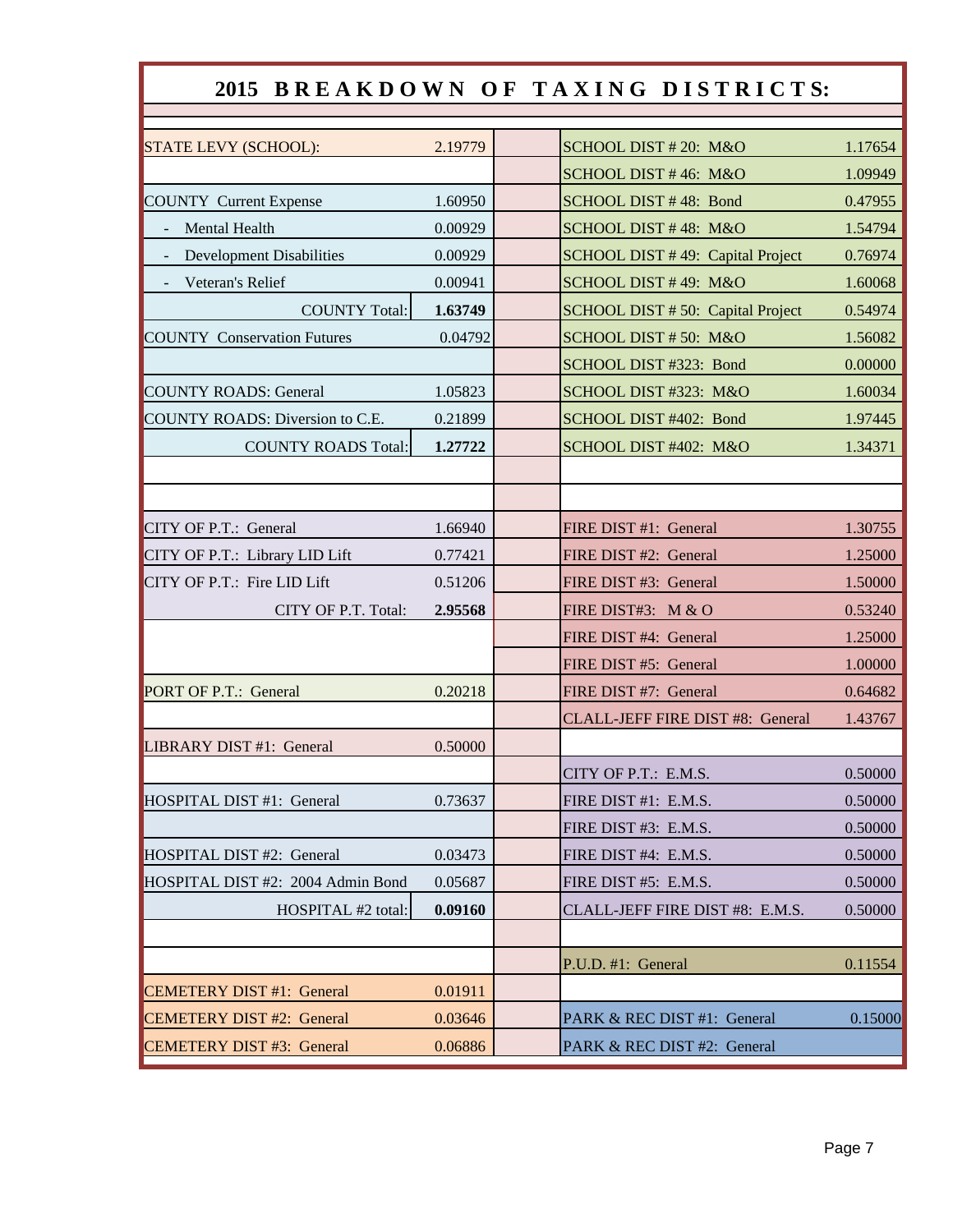## 2015 BREAKDOWN OF TAXING DISTRICTS:

| District | Rate | | District | Rate |
|---|---|---|---|---|
| STATE LEVY (SCHOOL): | 2.19779 | | SCHOOL DIST # 20: M&O | 1.17654 |
| | | | SCHOOL DIST # 46: M&O | 1.09949 |
| COUNTY Current Expense | 1.60950 | | SCHOOL DIST # 48: Bond | 0.47955 |
| - Mental Health | 0.00929 | | SCHOOL DIST # 48: M&O | 1.54794 |
| - Development Disabilities | 0.00929 | | SCHOOL DIST # 49: Capital Project | 0.76974 |
| - Veteran's Relief | 0.00941 | | SCHOOL DIST # 49: M&O | 1.60068 |
| COUNTY Total: | **1.63749** | | SCHOOL DIST # 50: Capital Project | 0.54974 |
| COUNTY Conservation Futures | 0.04792 | | SCHOOL DIST # 50: M&O | 1.56082 |
| | | | SCHOOL DIST #323: Bond | 0.00000 |
| COUNTY ROADS: General | 1.05823 | | SCHOOL DIST #323: M&O | 1.60034 |
| COUNTY ROADS: Diversion to C.E. | 0.21899 | | SCHOOL DIST #402: Bond | 1.97445 |
| COUNTY ROADS Total: | **1.27722** | | SCHOOL DIST #402: M&O | 1.34371 |
| | | | | |
| | | | | |
| CITY OF P.T.: General | 1.66940 | | FIRE DIST #1: General | 1.30755 |
| CITY OF P.T.: Library LID Lift | 0.77421 | | FIRE DIST #2: General | 1.25000 |
| CITY OF P.T.: Fire LID Lift | 0.51206 | | FIRE DIST #3: General | 1.50000 |
| CITY OF P.T. Total: | **2.95568** | | FIRE DIST#3: M & O | 0.53240 |
| | | | FIRE DIST #4: General | 1.25000 |
| | | | FIRE DIST #5: General | 1.00000 |
| PORT OF P.T.: General | 0.20218 | | FIRE DIST #7: General | 0.64682 |
| | | | CLALL-JEFF FIRE DIST #8: General | 1.43767 |
| LIBRARY DIST #1: General | 0.50000 | | | |
| | | | CITY OF P.T.: E.M.S. | 0.50000 |
| HOSPITAL DIST #1: General | 0.73637 | | FIRE DIST #1: E.M.S. | 0.50000 |
| | | | FIRE DIST #3: E.M.S. | 0.50000 |
| HOSPITAL DIST #2: General | 0.03473 | | FIRE DIST #4: E.M.S. | 0.50000 |
| HOSPITAL DIST #2: 2004 Admin Bond | 0.05687 | | FIRE DIST #5: E.M.S. | 0.50000 |
| HOSPITAL #2 total: | **0.09160** | | CLALL-JEFF FIRE DIST #8: E.M.S. | 0.50000 |
| | | | | |
| | | | P.U.D. #1: General | 0.11554 |
| CEMETERY DIST #1: General | 0.01911 | | | |
| CEMETERY DIST #2: General | 0.03646 | | PARK & REC DIST #1: General | 0.15000 |
| CEMETERY DIST #3: General | 0.06886 | | PARK & REC DIST #2: General | |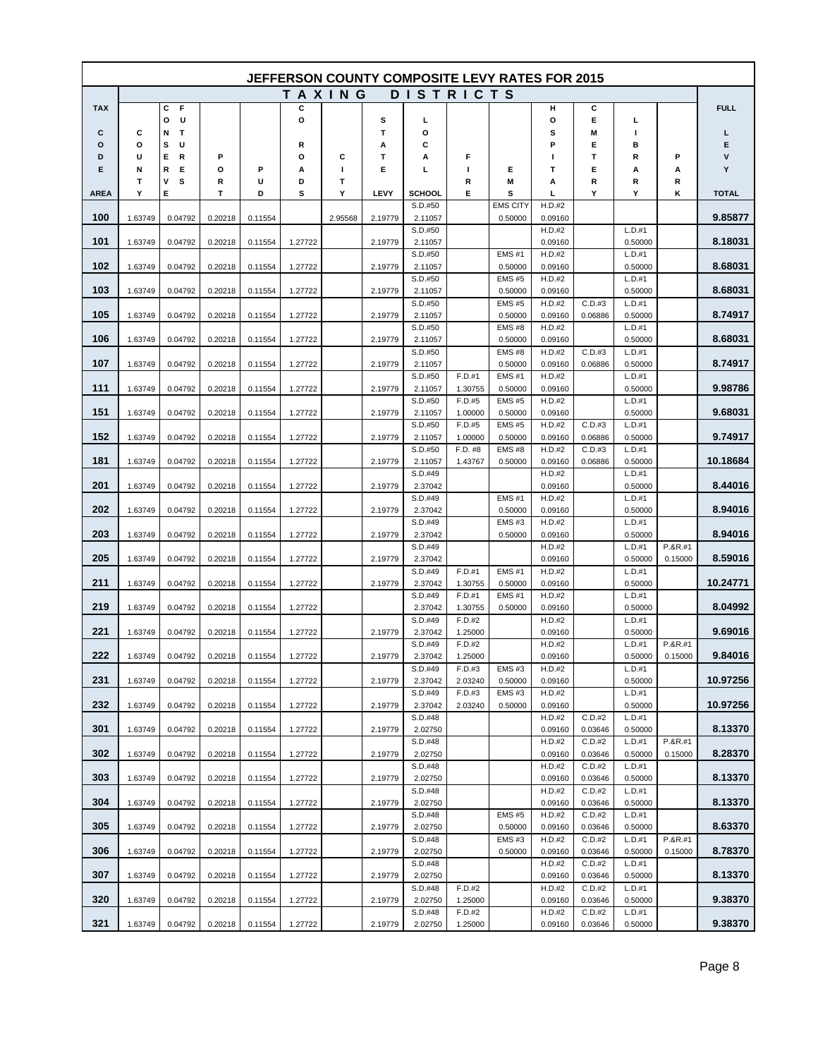# JEFFERSON COUNTY COMPOSITE LEVY RATES FOR 2015

| TAX CODE AREA | COUNTY | CONSERVATION FUTURES | PORT | PUD | COUNTY ROADS | CITY | STATE LEVY | LOCAL SCHOOL | FIRE | EMS | HOSPITAL | CEMETERY | LIBRARY | PARK | FULL LEVY TOTAL |
|---|---|---|---|---|---|---|---|---|---|---|---|---|---|---|---|
| 100 | 1.63749 | 0.04792 | 0.20218 | 0.11554 | | 2.95568 | 2.19779 | S.D.#50 2.11057 | | EMS CITY 0.50000 | H.D.#2 0.09160 | | | | 9.85877 |
| 101 | 1.63749 | 0.04792 | 0.20218 | 0.11554 | 1.27722 | | 2.19779 | S.D.#50 2.11057 | | | H.D.#2 0.09160 | | L.D.#1 0.50000 | | 8.18031 |
| 102 | 1.63749 | 0.04792 | 0.20218 | 0.11554 | 1.27722 | | 2.19779 | S.D.#50 2.11057 | | EMS #1 0.50000 | H.D.#2 0.09160 | | L.D.#1 0.50000 | | 8.68031 |
| 103 | 1.63749 | 0.04792 | 0.20218 | 0.11554 | 1.27722 | | 2.19779 | S.D.#50 2.11057 | | EMS #5 0.50000 | H.D.#2 0.09160 | | L.D.#1 0.50000 | | 8.68031 |
| 105 | 1.63749 | 0.04792 | 0.20218 | 0.11554 | 1.27722 | | 2.19779 | S.D.#50 2.11057 | | EMS #5 0.50000 | H.D.#2 0.09160 | C.D.#3 0.06886 | L.D.#1 0.50000 | | 8.74917 |
| 106 | 1.63749 | 0.04792 | 0.20218 | 0.11554 | 1.27722 | | 2.19779 | S.D.#50 2.11057 | | EMS #8 0.50000 | H.D.#2 0.09160 | | L.D.#1 0.50000 | | 8.68031 |
| 107 | 1.63749 | 0.04792 | 0.20218 | 0.11554 | 1.27722 | | 2.19779 | S.D.#50 2.11057 | | EMS #8 0.50000 | H.D.#2 0.09160 | C.D.#3 0.06886 | L.D.#1 0.50000 | | 8.74917 |
| 111 | 1.63749 | 0.04792 | 0.20218 | 0.11554 | 1.27722 | | 2.19779 | S.D.#50 2.11057 | F.D.#1 1.30755 | EMS #1 0.50000 | H.D.#2 0.09160 | | L.D.#1 0.50000 | | 9.98786 |
| 151 | 1.63749 | 0.04792 | 0.20218 | 0.11554 | 1.27722 | | 2.19779 | S.D.#50 2.11057 | F.D.#5 1.00000 | EMS #5 0.50000 | H.D.#2 0.09160 | | L.D.#1 0.50000 | | 9.68031 |
| 152 | 1.63749 | 0.04792 | 0.20218 | 0.11554 | 1.27722 | | 2.19779 | S.D.#50 2.11057 | F.D.#5 1.00000 | EMS #5 0.50000 | H.D.#2 0.09160 | C.D.#3 0.06886 | L.D.#1 0.50000 | | 9.74917 |
| 181 | 1.63749 | 0.04792 | 0.20218 | 0.11554 | 1.27722 | | 2.19779 | S.D.#50 2.11057 | F.D. #8 1.43767 | EMS #8 0.50000 | H.D.#2 0.09160 | C.D.#3 0.06886 | L.D.#1 0.50000 | | 10.18684 |
| 201 | 1.63749 | 0.04792 | 0.20218 | 0.11554 | 1.27722 | | 2.19779 | S.D.#49 2.37042 | | | H.D.#2 0.09160 | | L.D.#1 0.50000 | | 8.44016 |
| 202 | 1.63749 | 0.04792 | 0.20218 | 0.11554 | 1.27722 | | 2.19779 | S.D.#49 2.37042 | | EMS #1 0.50000 | H.D.#2 0.09160 | | L.D.#1 0.50000 | | 8.94016 |
| 203 | 1.63749 | 0.04792 | 0.20218 | 0.11554 | 1.27722 | | 2.19779 | S.D.#49 2.37042 | | EMS #3 0.50000 | H.D.#2 0.09160 | | L.D.#1 0.50000 | | 8.94016 |
| 205 | 1.63749 | 0.04792 | 0.20218 | 0.11554 | 1.27722 | | 2.19779 | S.D.#49 2.37042 | | | H.D.#2 0.09160 | | L.D.#1 0.50000 | P.&R.#1 0.15000 | 8.59016 |
| 211 | 1.63749 | 0.04792 | 0.20218 | 0.11554 | 1.27722 | | 2.19779 | S.D.#49 2.37042 | F.D.#1 1.30755 | EMS #1 0.50000 | H.D.#2 0.09160 | | L.D.#1 0.50000 | | 10.24771 |
| 219 | 1.63749 | 0.04792 | 0.20218 | 0.11554 | 1.27722 | | | S.D.#49 2.37042 | F.D.#1 1.30755 | EMS #1 0.50000 | H.D.#2 0.09160 | | L.D.#1 0.50000 | | 8.04992 |
| 221 | 1.63749 | 0.04792 | 0.20218 | 0.11554 | 1.27722 | | 2.19779 | S.D.#49 2.37042 | F.D.#2 1.25000 | | H.D.#2 0.09160 | | L.D.#1 0.50000 | | 9.69016 |
| 222 | 1.63749 | 0.04792 | 0.20218 | 0.11554 | 1.27722 | | 2.19779 | S.D.#49 2.37042 | F.D.#2 1.25000 | | H.D.#2 0.09160 | | L.D.#1 0.50000 | P.&R.#1 0.15000 | 9.84016 |
| 231 | 1.63749 | 0.04792 | 0.20218 | 0.11554 | 1.27722 | | 2.19779 | S.D.#49 2.37042 | F.D.#3 2.03240 | EMS #3 0.50000 | H.D.#2 0.09160 | | L.D.#1 0.50000 | | 10.97256 |
| 232 | 1.63749 | 0.04792 | 0.20218 | 0.11554 | 1.27722 | | 2.19779 | S.D.#49 2.37042 | F.D.#3 2.03240 | EMS #3 0.50000 | H.D.#2 0.09160 | | L.D.#1 0.50000 | | 10.97256 |
| 301 | 1.63749 | 0.04792 | 0.20218 | 0.11554 | 1.27722 | | 2.19779 | S.D.#48 2.02750 | | | H.D.#2 0.09160 | C.D.#2 0.03646 | L.D.#1 0.50000 | | 8.13370 |
| 302 | 1.63749 | 0.04792 | 0.20218 | 0.11554 | 1.27722 | | 2.19779 | S.D.#48 2.02750 | | | H.D.#2 0.09160 | C.D.#2 0.03646 | L.D.#1 0.50000 | P.&R.#1 0.15000 | 8.28370 |
| 303 | 1.63749 | 0.04792 | 0.20218 | 0.11554 | 1.27722 | | 2.19779 | S.D.#48 2.02750 | | | H.D.#2 0.09160 | C.D.#2 0.03646 | L.D.#1 0.50000 | | 8.13370 |
| 304 | 1.63749 | 0.04792 | 0.20218 | 0.11554 | 1.27722 | | 2.19779 | S.D.#48 2.02750 | | | H.D.#2 0.09160 | C.D.#2 0.03646 | L.D.#1 0.50000 | | 8.13370 |
| 305 | 1.63749 | 0.04792 | 0.20218 | 0.11554 | 1.27722 | | 2.19779 | S.D.#48 2.02750 | | EMS #5 0.50000 | H.D.#2 0.09160 | C.D.#2 0.03646 | L.D.#1 0.50000 | | 8.63370 |
| 306 | 1.63749 | 0.04792 | 0.20218 | 0.11554 | 1.27722 | | 2.19779 | S.D.#48 2.02750 | | EMS #3 0.50000 | H.D.#2 0.09160 | C.D.#2 0.03646 | L.D.#1 0.50000 | P.&R.#1 0.15000 | 8.78370 |
| 307 | 1.63749 | 0.04792 | 0.20218 | 0.11554 | 1.27722 | | 2.19779 | S.D.#48 2.02750 | | | H.D.#2 0.09160 | C.D.#2 0.03646 | L.D.#1 0.50000 | | 8.13370 |
| 320 | 1.63749 | 0.04792 | 0.20218 | 0.11554 | 1.27722 | | 2.19779 | S.D.#48 2.02750 | F.D.#2 1.25000 | | H.D.#2 0.09160 | C.D.#2 0.03646 | L.D.#1 0.50000 | | 9.38370 |
| 321 | 1.63749 | 0.04792 | 0.20218 | 0.11554 | 1.27722 | | 2.19779 | S.D.#48 2.02750 | F.D.#2 1.25000 | | H.D.#2 0.09160 | C.D.#2 0.03646 | L.D.#1 0.50000 | | 9.38370 |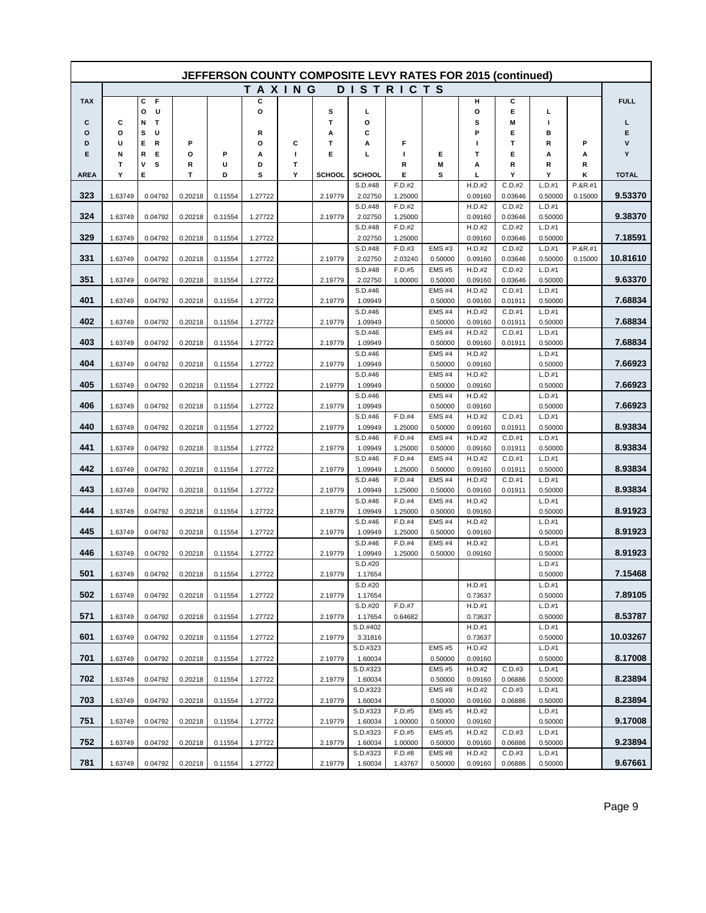# JEFFERSON COUNTY COMPOSITE LEVY RATES FOR 2015 (continued)

| TAX CODE AREA | COUNTY | COURTS / FUTURES | PORT | PUD | COUNTY ROADS | CITY | STATE SCHOOL | LOCAL SCHOOL | FIRE | EMS | HOSPITAL | CEMETERY | LIBRARY | PARK | FULL LEVY TOTAL |
|---|---|---|---|---|---|---|---|---|---|---|---|---|---|---|---|
| | | | | | | | | S.D.#48 | F.D.#2 | | H.D.#2 | C.D.#2 | L.D.#1 | P.&R.#1 | |
| 323 | 1.63749 | 0.04792 | 0.20218 | 0.11554 | 1.27722 | | 2.19779 | 2.02750 | 1.25000 | | 0.09160 | 0.03646 | 0.50000 | 0.15000 | 9.53370 |
| | | | | | | | | S.D.#48 | F.D.#2 | | H.D.#2 | C.D.#2 | L.D.#1 | | |
| 324 | 1.63749 | 0.04792 | 0.20218 | 0.11554 | 1.27722 | | 2.19779 | 2.02750 | 1.25000 | | 0.09160 | 0.03646 | 0.50000 | | 9.38370 |
| | | | | | | | | S.D.#48 | F.D.#2 | | H.D.#2 | C.D.#2 | L.D.#1 | | |
| 329 | 1.63749 | 0.04792 | 0.20218 | 0.11554 | 1.27722 | | | 2.02750 | 1.25000 | | 0.09160 | 0.03646 | 0.50000 | | 7.18591 |
| | | | | | | | | S.D.#48 | F.D.#3 | EMS #3 | H.D.#2 | C.D.#2 | L.D.#1 | P.&R.#1 | |
| 331 | 1.63749 | 0.04792 | 0.20218 | 0.11554 | 1.27722 | | 2.19779 | 2.02750 | 2.03240 | 0.50000 | 0.09160 | 0.03646 | 0.50000 | 0.15000 | 10.81610 |
| | | | | | | | | S.D.#48 | F.D.#5 | EMS #5 | H.D.#2 | C.D.#2 | L.D.#1 | | |
| 351 | 1.63749 | 0.04792 | 0.20218 | 0.11554 | 1.27722 | | 2.19779 | 2.02750 | 1.00000 | 0.50000 | 0.09160 | 0.03646 | 0.50000 | | 9.63370 |
| | | | | | | | | S.D.#46 | | EMS #4 | H.D.#2 | C.D.#1 | L.D.#1 | | |
| 401 | 1.63749 | 0.04792 | 0.20218 | 0.11554 | 1.27722 | | 2.19779 | 1.09949 | | 0.50000 | 0.09160 | 0.01911 | 0.50000 | | 7.68834 |
| | | | | | | | | S.D.#46 | | EMS #4 | H.D.#2 | C.D.#1 | L.D.#1 | | |
| 402 | 1.63749 | 0.04792 | 0.20218 | 0.11554 | 1.27722 | | 2.19779 | 1.09949 | | 0.50000 | 0.09160 | 0.01911 | 0.50000 | | 7.68834 |
| | | | | | | | | S.D.#46 | | EMS #4 | H.D.#2 | C.D.#1 | L.D.#1 | | |
| 403 | 1.63749 | 0.04792 | 0.20218 | 0.11554 | 1.27722 | | 2.19779 | 1.09949 | | 0.50000 | 0.09160 | 0.01911 | 0.50000 | | 7.68834 |
| | | | | | | | | S.D.#46 | | EMS #4 | H.D.#2 | | L.D.#1 | | |
| 404 | 1.63749 | 0.04792 | 0.20218 | 0.11554 | 1.27722 | | 2.19779 | 1.09949 | | 0.50000 | 0.09160 | | 0.50000 | | 7.66923 |
| | | | | | | | | S.D.#46 | | EMS #4 | H.D.#2 | | L.D.#1 | | |
| 405 | 1.63749 | 0.04792 | 0.20218 | 0.11554 | 1.27722 | | 2.19779 | 1.09949 | | 0.50000 | 0.09160 | | 0.50000 | | 7.66923 |
| | | | | | | | | S.D.#46 | | EMS #4 | H.D.#2 | | L.D.#1 | | |
| 406 | 1.63749 | 0.04792 | 0.20218 | 0.11554 | 1.27722 | | 2.19779 | 1.09949 | | 0.50000 | 0.09160 | | 0.50000 | | 7.66923 |
| | | | | | | | | S.D.#46 | F.D.#4 | EMS #4 | H.D.#2 | C.D.#1 | L.D.#1 | | |
| 440 | 1.63749 | 0.04792 | 0.20218 | 0.11554 | 1.27722 | | 2.19779 | 1.09949 | 1.25000 | 0.50000 | 0.09160 | 0.01911 | 0.50000 | | 8.93834 |
| | | | | | | | | S.D.#46 | F.D.#4 | EMS #4 | H.D.#2 | C.D.#1 | L.D.#1 | | |
| 441 | 1.63749 | 0.04792 | 0.20218 | 0.11554 | 1.27722 | | 2.19779 | 1.09949 | 1.25000 | 0.50000 | 0.09160 | 0.01911 | 0.50000 | | 8.93834 |
| | | | | | | | | S.D.#46 | F.D.#4 | EMS #4 | H.D.#2 | C.D.#1 | L.D.#1 | | |
| 442 | 1.63749 | 0.04792 | 0.20218 | 0.11554 | 1.27722 | | 2.19779 | 1.09949 | 1.25000 | 0.50000 | 0.09160 | 0.01911 | 0.50000 | | 8.93834 |
| | | | | | | | | S.D.#46 | F.D.#4 | EMS #4 | H.D.#2 | C.D.#1 | L.D.#1 | | |
| 443 | 1.63749 | 0.04792 | 0.20218 | 0.11554 | 1.27722 | | 2.19779 | 1.09949 | 1.25000 | 0.50000 | 0.09160 | 0.01911 | 0.50000 | | 8.93834 |
| | | | | | | | | S.D.#46 | F.D.#4 | EMS #4 | H.D.#2 | | L.D.#1 | | |
| 444 | 1.63749 | 0.04792 | 0.20218 | 0.11554 | 1.27722 | | 2.19779 | 1.09949 | 1.25000 | 0.50000 | 0.09160 | | 0.50000 | | 8.91923 |
| | | | | | | | | S.D.#46 | F.D.#4 | EMS #4 | H.D.#2 | | L.D.#1 | | |
| 445 | 1.63749 | 0.04792 | 0.20218 | 0.11554 | 1.27722 | | 2.19779 | 1.09949 | 1.25000 | 0.50000 | 0.09160 | | 0.50000 | | 8.91923 |
| | | | | | | | | S.D.#46 | F.D.#4 | EMS #4 | H.D.#2 | | L.D.#1 | | |
| 446 | 1.63749 | 0.04792 | 0.20218 | 0.11554 | 1.27722 | | 2.19779 | 1.09949 | 1.25000 | 0.50000 | 0.09160 | | 0.50000 | | 8.91923 |
| | | | | | | | | S.D.#20 | | | | | L.D.#1 | | |
| 501 | 1.63749 | 0.04792 | 0.20218 | 0.11554 | 1.27722 | | 2.19779 | 1.17654 | | | | | 0.50000 | | 7.15468 |
| | | | | | | | | S.D.#20 | | | H.D.#1 | | L.D.#1 | | |
| 502 | 1.63749 | 0.04792 | 0.20218 | 0.11554 | 1.27722 | | 2.19779 | 1.17654 | | | 0.73637 | | 0.50000 | | 7.89105 |
| | | | | | | | | S.D.#20 | F.D.#7 | | H.D.#1 | | L.D.#1 | | |
| 571 | 1.63749 | 0.04792 | 0.20218 | 0.11554 | 1.27722 | | 2.19779 | 1.17654 | 0.64682 | | 0.73637 | | 0.50000 | | 8.53787 |
| | | | | | | | | S.D.#402 | | | H.D.#1 | | L.D.#1 | | |
| 601 | 1.63749 | 0.04792 | 0.20218 | 0.11554 | 1.27722 | | 2.19779 | 3.31816 | | | 0.73637 | | 0.50000 | | 10.03267 |
| | | | | | | | | S.D.#323 | | EMS #5 | H.D.#2 | | L.D.#1 | | |
| 701 | 1.63749 | 0.04792 | 0.20218 | 0.11554 | 1.27722 | | 2.19779 | 1.60034 | | 0.50000 | 0.09160 | | 0.50000 | | 8.17008 |
| | | | | | | | | S.D.#323 | | EMS #5 | H.D.#2 | C.D.#3 | L.D.#1 | | |
| 702 | 1.63749 | 0.04792 | 0.20218 | 0.11554 | 1.27722 | | 2.19779 | 1.60034 | | 0.50000 | 0.09160 | 0.06886 | 0.50000 | | 8.23894 |
| | | | | | | | | S.D.#323 | | EMS #8 | H.D.#2 | C.D.#3 | L.D.#1 | | |
| 703 | 1.63749 | 0.04792 | 0.20218 | 0.11554 | 1.27722 | | 2.19779 | 1.60034 | | 0.50000 | 0.09160 | 0.06886 | 0.50000 | | 8.23894 |
| | | | | | | | | S.D.#323 | F.D.#5 | EMS #5 | H.D.#2 | | L.D.#1 | | |
| 751 | 1.63749 | 0.04792 | 0.20218 | 0.11554 | 1.27722 | | 2.19779 | 1.60034 | 1.00000 | 0.50000 | 0.09160 | | 0.50000 | | 9.17008 |
| | | | | | | | | S.D.#323 | F.D.#5 | EMS #5 | H.D.#2 | C.D.#3 | L.D.#1 | | |
| 752 | 1.63749 | 0.04792 | 0.20218 | 0.11554 | 1.27722 | | 2.19779 | 1.60034 | 1.00000 | 0.50000 | 0.09160 | 0.06886 | 0.50000 | | 9.23894 |
| | | | | | | | | S.D.#323 | F.D.#8 | EMS #8 | H.D.#2 | C.D.#3 | L.D.#1 | | |
| 781 | 1.63749 | 0.04792 | 0.20218 | 0.11554 | 1.27722 | | 2.19779 | 1.60034 | 1.43767 | 0.50000 | 0.09160 | 0.06886 | 0.50000 | | 9.67661 |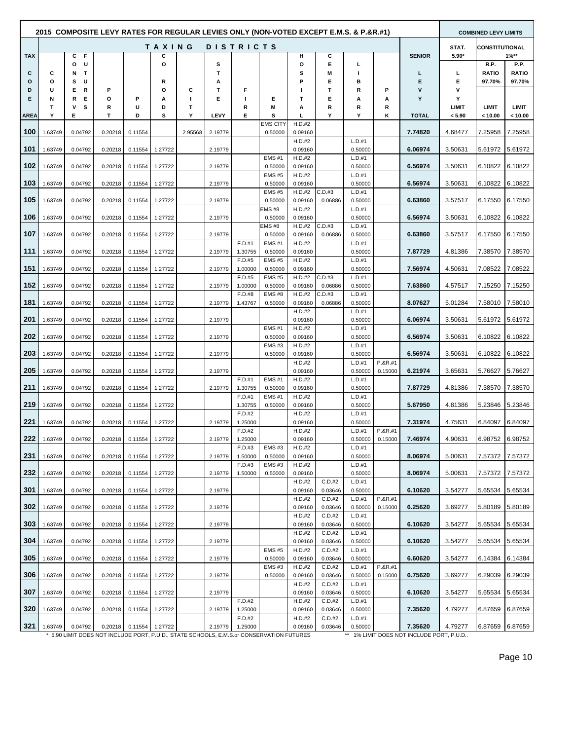## 2015 COMPOSITE LEVY RATES FOR REGULAR LEVIES ONLY (NON-VOTED EXCEPT E.M.S. & P.&R.#1)

| TAX CODE AREA | COUNTY | CONSERVATION FUTURES | PORT | PUD | COUNTY ROADS | CITY | STATE LEVY | FIRE | EMS | HOSPITAL | CEMETERY | LIBRARY | PARK | SENIOR LEVY TOTAL | STAT. 5.90* LEVY LIMIT < 5.90 | CONSTITUTIONAL 1%** R.P. RATIO 97.70% LIMIT < 10.00 | CONSTITUTIONAL 1%** P.P. RATIO 97.70% LIMIT < 10.00 |
|---|---|---|---|---|---|---|---|---|---|---|---|---|---|---|---|---|---|
| 100 | 1.63749 | 0.04792 | 0.20218 | 0.11554 | | 2.95568 | 2.19779 | | EMS CITY 0.50000 | H.D.#2 0.09160 | | | | 7.74820 | 4.68477 | 7.25958 | 7.25958 |
| 101 | 1.63749 | 0.04792 | 0.20218 | 0.11554 | 1.27722 | | 2.19779 | | | H.D.#2 0.09160 | | L.D.#1 0.50000 | | 6.06974 | 3.50631 | 5.61972 | 5.61972 |
| 102 | 1.63749 | 0.04792 | 0.20218 | 0.11554 | 1.27722 | | 2.19779 | | EMS #1 0.50000 | H.D.#2 0.09160 | | L.D.#1 0.50000 | | 6.56974 | 3.50631 | 6.10822 | 6.10822 |
| 103 | 1.63749 | 0.04792 | 0.20218 | 0.11554 | 1.27722 | | 2.19779 | | EMS #5 0.50000 | H.D.#2 0.09160 | | L.D.#1 0.50000 | | 6.56974 | 3.50631 | 6.10822 | 6.10822 |
| 105 | 1.63749 | 0.04792 | 0.20218 | 0.11554 | 1.27722 | | 2.19779 | | EMS #5 0.50000 | H.D.#2 0.09160 | C.D.#3 0.06886 | L.D.#1 0.50000 | | 6.63860 | 3.57517 | 6.17550 | 6.17550 |
| 106 | 1.63749 | 0.04792 | 0.20218 | 0.11554 | 1.27722 | | 2.19779 | | EMS #8 0.50000 | H.D.#2 0.09160 | | L.D.#1 0.50000 | | 6.56974 | 3.50631 | 6.10822 | 6.10822 |
| 107 | 1.63749 | 0.04792 | 0.20218 | 0.11554 | 1.27722 | | 2.19779 | | EMS #8 0.50000 | H.D.#2 0.09160 | C.D.#3 0.06886 | L.D.#1 0.50000 | | 6.63860 | 3.57517 | 6.17550 | 6.17550 |
| 111 | 1.63749 | 0.04792 | 0.20218 | 0.11554 | 1.27722 | | 2.19779 | F.D.#1 1.30755 | EMS #1 0.50000 | H.D.#2 0.09160 | | L.D.#1 0.50000 | | 7.87729 | 4.81386 | 7.38570 | 7.38570 |
| 151 | 1.63749 | 0.04792 | 0.20218 | 0.11554 | 1.27722 | | 2.19779 | F.D.#5 1.00000 | EMS #5 0.50000 | H.D.#2 0.09160 | | L.D.#1 0.50000 | | 7.56974 | 4.50631 | 7.08522 | 7.08522 |
| 152 | 1.63749 | 0.04792 | 0.20218 | 0.11554 | 1.27722 | | 2.19779 | F.D.#5 1.00000 | EMS #5 0.50000 | H.D.#2 0.09160 | C.D.#3 0.06886 | L.D.#1 0.50000 | | 7.63860 | 4.57517 | 7.15250 | 7.15250 |
| 181 | 1.63749 | 0.04792 | 0.20218 | 0.11554 | 1.27722 | | 2.19779 | F.D.#8 1.43767 | EMS #8 0.50000 | H.D.#2 0.09160 | C.D.#3 0.06886 | L.D.#1 0.50000 | | 8.07627 | 5.01284 | 7.58010 | 7.58010 |
| 201 | 1.63749 | 0.04792 | 0.20218 | 0.11554 | 1.27722 | | 2.19779 | | | H.D.#2 0.09160 | | L.D.#1 0.50000 | | 6.06974 | 3.50631 | 5.61972 | 5.61972 |
| 202 | 1.63749 | 0.04792 | 0.20218 | 0.11554 | 1.27722 | | 2.19779 | | EMS #1 0.50000 | H.D.#2 0.09160 | | L.D.#1 0.50000 | | 6.56974 | 3.50631 | 6.10822 | 6.10822 |
| 203 | 1.63749 | 0.04792 | 0.20218 | 0.11554 | 1.27722 | | 2.19779 | | EMS #3 0.50000 | H.D.#2 0.09160 | | L.D.#1 0.50000 | | 6.56974 | 3.50631 | 6.10822 | 6.10822 |
| 205 | 1.63749 | 0.04792 | 0.20218 | 0.11554 | 1.27722 | | 2.19779 | | | H.D.#2 0.09160 | | L.D.#1 0.50000 | P.&R.#1 0.15000 | 6.21974 | 3.65631 | 5.76627 | 5.76627 |
| 211 | 1.63749 | 0.04792 | 0.20218 | 0.11554 | 1.27722 | | 2.19779 | F.D.#1 1.30755 | EMS #1 0.50000 | H.D.#2 0.09160 | | L.D.#1 0.50000 | | 7.87729 | 4.81386 | 7.38570 | 7.38570 |
| 219 | 1.63749 | 0.04792 | 0.20218 | 0.11554 | 1.27722 | | | F.D.#1 1.30755 | EMS #1 0.50000 | H.D.#2 0.09160 | | L.D.#1 0.50000 | | 5.67950 | 4.81386 | 5.23846 | 5.23846 |
| 221 | 1.63749 | 0.04792 | 0.20218 | 0.11554 | 1.27722 | | 2.19779 | F.D.#2 1.25000 | | H.D.#2 0.09160 | | L.D.#1 0.50000 | | 7.31974 | 4.75631 | 6.84097 | 6.84097 |
| 222 | 1.63749 | 0.04792 | 0.20218 | 0.11554 | 1.27722 | | 2.19779 | F.D.#2 1.25000 | | H.D.#2 0.09160 | | L.D.#1 0.50000 | P.&R.#1 0.15000 | 7.46974 | 4.90631 | 6.98752 | 6.98752 |
| 231 | 1.63749 | 0.04792 | 0.20218 | 0.11554 | 1.27722 | | 2.19779 | F.D.#3 1.50000 | EMS #3 0.50000 | H.D.#2 0.09160 | | L.D.#1 0.50000 | | 8.06974 | 5.00631 | 7.57372 | 7.57372 |
| 232 | 1.63749 | 0.04792 | 0.20218 | 0.11554 | 1.27722 | | 2.19779 | F.D.#3 1.50000 | EMS #3 0.50000 | H.D.#2 0.09160 | | L.D.#1 0.50000 | | 8.06974 | 5.00631 | 7.57372 | 7.57372 |
| 301 | 1.63749 | 0.04792 | 0.20218 | 0.11554 | 1.27722 | | 2.19779 | | | H.D.#2 0.09160 | C.D.#2 0.03646 | L.D.#1 0.50000 | | 6.10620 | 3.54277 | 5.65534 | 5.65534 |
| 302 | 1.63749 | 0.04792 | 0.20218 | 0.11554 | 1.27722 | | 2.19779 | | | H.D.#2 0.09160 | C.D.#2 0.03646 | L.D.#1 0.50000 | P.&R.#1 0.15000 | 6.25620 | 3.69277 | 5.80189 | 5.80189 |
| 303 | 1.63749 | 0.04792 | 0.20218 | 0.11554 | 1.27722 | | 2.19779 | | | H.D.#2 0.09160 | C.D.#2 0.03646 | L.D.#1 0.50000 | | 6.10620 | 3.54277 | 5.65534 | 5.65534 |
| 304 | 1.63749 | 0.04792 | 0.20218 | 0.11554 | 1.27722 | | 2.19779 | | | H.D.#2 0.09160 | C.D.#2 0.03646 | L.D.#1 0.50000 | | 6.10620 | 3.54277 | 5.65534 | 5.65534 |
| 305 | 1.63749 | 0.04792 | 0.20218 | 0.11554 | 1.27722 | | 2.19779 | | EMS #5 0.50000 | H.D.#2 0.09160 | C.D.#2 0.03646 | L.D.#1 0.50000 | | 6.60620 | 3.54277 | 6.14384 | 6.14384 |
| 306 | 1.63749 | 0.04792 | 0.20218 | 0.11554 | 1.27722 | | 2.19779 | | EMS #3 0.50000 | H.D.#2 0.09160 | C.D.#2 0.03646 | L.D.#1 0.50000 | P.&R.#1 0.15000 | 6.75620 | 3.69277 | 6.29039 | 6.29039 |
| 307 | 1.63749 | 0.04792 | 0.20218 | 0.11554 | 1.27722 | | 2.19779 | | | H.D.#2 0.09160 | C.D.#2 0.03646 | L.D.#1 0.50000 | | 6.10620 | 3.54277 | 5.65534 | 5.65534 |
| 320 | 1.63749 | 0.04792 | 0.20218 | 0.11554 | 1.27722 | | 2.19779 | F.D.#2 1.25000 | | H.D.#2 0.09160 | C.D.#2 0.03646 | L.D.#1 0.50000 | | 7.35620 | 4.79277 | 6.87659 | 6.87659 |
| 321 | 1.63749 | 0.04792 | 0.20218 | 0.11554 | 1.27722 | | 2.19779 | F.D.#2 1.25000 | | H.D.#2 0.09160 | C.D.#2 0.03646 | L.D.#1 0.50000 | | 7.35620 | 4.79277 | 6.87659 | 6.87659 |

\* 5.90 LIMIT DOES NOT INCLUDE PORT, P.U.D., STATE SCHOOLS, E.M.S.or CONSERVATION FUTURES

\*\* 1% LIMIT DOES NOT INCLUDE PORT, P.U.D..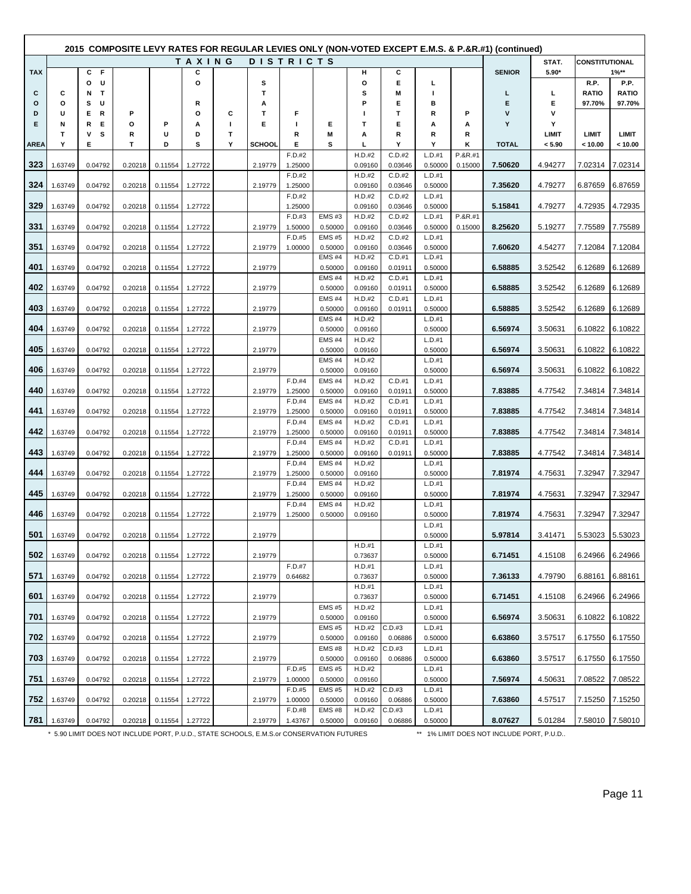## 2015 COMPOSITE LEVY RATES FOR REGULAR LEVIES ONLY (NON-VOTED EXCEPT E.M.S. & P.&R.#1) (continued)

| TAX CODE AREA | COUNTY | CONSERVATION FUTURES | PORT | PUD | CROADS | CITY | STATE SCHOOL | FIRE | EMS | HOSPITAL | CEMETERY | LIBRARY | PARK | SENIOR LEVY TOTAL | STAT. 5.90* LEVY LIMIT < 5.90 | CONSTITUTIONAL 1%** R.P. RATIO 97.70% LIMIT < 10.00 | P.P. RATIO 97.70% LIMIT < 10.00 |
|---|---|---|---|---|---|---|---|---|---|---|---|---|---|---|---|---|---|
| 323 | 1.63749 | 0.04792 | 0.20218 | 0.11554 | 1.27722 | | 2.19779 | F.D.#2 1.25000 | | H.D.#2 0.09160 | C.D.#2 0.03646 | L.D.#1 0.50000 | P.&R.#1 0.15000 | 7.50620 | 4.94277 | 7.02314 | 7.02314 |
| 324 | 1.63749 | 0.04792 | 0.20218 | 0.11554 | 1.27722 | | 2.19779 | F.D.#2 1.25000 | | H.D.#2 0.09160 | C.D.#2 0.03646 | L.D.#1 0.50000 | | 7.35620 | 4.79277 | 6.87659 | 6.87659 |
| 329 | 1.63749 | 0.04792 | 0.20218 | 0.11554 | 1.27722 | | | F.D.#2 1.25000 | | H.D.#2 0.09160 | C.D.#2 0.03646 | L.D.#1 0.50000 | | 5.15841 | 4.79277 | 4.72935 | 4.72935 |
| 331 | 1.63749 | 0.04792 | 0.20218 | 0.11554 | 1.27722 | | 2.19779 | F.D.#3 1.50000 | EMS #3 0.50000 | H.D.#2 0.09160 | C.D.#2 0.03646 | L.D.#1 0.50000 | P.&R.#1 0.15000 | 8.25620 | 5.19277 | 7.75589 | 7.75589 |
| 351 | 1.63749 | 0.04792 | 0.20218 | 0.11554 | 1.27722 | | 2.19779 | F.D.#5 1.00000 | EMS #5 0.50000 | H.D.#2 0.09160 | C.D.#2 0.03646 | L.D.#1 0.50000 | | 7.60620 | 4.54277 | 7.12084 | 7.12084 |
| 401 | 1.63749 | 0.04792 | 0.20218 | 0.11554 | 1.27722 | | 2.19779 | | EMS #4 0.50000 | H.D.#2 0.09160 | C.D.#1 0.01911 | L.D.#1 0.50000 | | 6.58885 | 3.52542 | 6.12689 | 6.12689 |
| 402 | 1.63749 | 0.04792 | 0.20218 | 0.11554 | 1.27722 | | 2.19779 | | EMS #4 0.50000 | H.D.#2 0.09160 | C.D.#1 0.01911 | L.D.#1 0.50000 | | 6.58885 | 3.52542 | 6.12689 | 6.12689 |
| 403 | 1.63749 | 0.04792 | 0.20218 | 0.11554 | 1.27722 | | 2.19779 | | EMS #4 0.50000 | H.D.#2 0.09160 | C.D.#1 0.01911 | L.D.#1 0.50000 | | 6.58885 | 3.52542 | 6.12689 | 6.12689 |
| 404 | 1.63749 | 0.04792 | 0.20218 | 0.11554 | 1.27722 | | 2.19779 | | EMS #4 0.50000 | H.D.#2 0.09160 | | L.D.#1 0.50000 | | 6.56974 | 3.50631 | 6.10822 | 6.10822 |
| 405 | 1.63749 | 0.04792 | 0.20218 | 0.11554 | 1.27722 | | 2.19779 | | EMS #4 0.50000 | H.D.#2 0.09160 | | L.D.#1 0.50000 | | 6.56974 | 3.50631 | 6.10822 | 6.10822 |
| 406 | 1.63749 | 0.04792 | 0.20218 | 0.11554 | 1.27722 | | 2.19779 | | EMS #4 0.50000 | H.D.#2 0.09160 | | L.D.#1 0.50000 | | 6.56974 | 3.50631 | 6.10822 | 6.10822 |
| 440 | 1.63749 | 0.04792 | 0.20218 | 0.11554 | 1.27722 | | 2.19779 | F.D.#4 1.25000 | EMS #4 0.50000 | H.D.#2 0.09160 | C.D.#1 0.01911 | L.D.#1 0.50000 | | 7.83885 | 4.77542 | 7.34814 | 7.34814 |
| 441 | 1.63749 | 0.04792 | 0.20218 | 0.11554 | 1.27722 | | 2.19779 | F.D.#4 1.25000 | EMS #4 0.50000 | H.D.#2 0.09160 | C.D.#1 0.01911 | L.D.#1 0.50000 | | 7.83885 | 4.77542 | 7.34814 | 7.34814 |
| 442 | 1.63749 | 0.04792 | 0.20218 | 0.11554 | 1.27722 | | 2.19779 | F.D.#4 1.25000 | EMS #4 0.50000 | H.D.#2 0.09160 | C.D.#1 0.01911 | L.D.#1 0.50000 | | 7.83885 | 4.77542 | 7.34814 | 7.34814 |
| 443 | 1.63749 | 0.04792 | 0.20218 | 0.11554 | 1.27722 | | 2.19779 | F.D.#4 1.25000 | EMS #4 0.50000 | H.D.#2 0.09160 | C.D.#1 0.01911 | L.D.#1 0.50000 | | 7.83885 | 4.77542 | 7.34814 | 7.34814 |
| 444 | 1.63749 | 0.04792 | 0.20218 | 0.11554 | 1.27722 | | 2.19779 | F.D.#4 1.25000 | EMS #4 0.50000 | H.D.#2 0.09160 | | L.D.#1 0.50000 | | 7.81974 | 4.75631 | 7.32947 | 7.32947 |
| 445 | 1.63749 | 0.04792 | 0.20218 | 0.11554 | 1.27722 | | 2.19779 | F.D.#4 1.25000 | EMS #4 0.50000 | H.D.#2 0.09160 | | L.D.#1 0.50000 | | 7.81974 | 4.75631 | 7.32947 | 7.32947 |
| 446 | 1.63749 | 0.04792 | 0.20218 | 0.11554 | 1.27722 | | 2.19779 | F.D.#4 1.25000 | EMS #4 0.50000 | H.D.#2 0.09160 | | L.D.#1 0.50000 | | 7.81974 | 4.75631 | 7.32947 | 7.32947 |
| 501 | 1.63749 | 0.04792 | 0.20218 | 0.11554 | 1.27722 | | 2.19779 | | | | | L.D.#1 0.50000 | | 5.97814 | 3.41471 | 5.53023 | 5.53023 |
| 502 | 1.63749 | 0.04792 | 0.20218 | 0.11554 | 1.27722 | | 2.19779 | | | H.D.#1 0.73637 | | L.D.#1 0.50000 | | 6.71451 | 4.15108 | 6.24966 | 6.24966 |
| 571 | 1.63749 | 0.04792 | 0.20218 | 0.11554 | 1.27722 | | 2.19779 | F.D.#7 0.64682 | | H.D.#1 0.73637 | | L.D.#1 0.50000 | | 7.36133 | 4.79790 | 6.88161 | 6.88161 |
| 601 | 1.63749 | 0.04792 | 0.20218 | 0.11554 | 1.27722 | | 2.19779 | | | H.D.#1 0.73637 | | L.D.#1 0.50000 | | 6.71451 | 4.15108 | 6.24966 | 6.24966 |
| 701 | 1.63749 | 0.04792 | 0.20218 | 0.11554 | 1.27722 | | 2.19779 | | EMS #5 0.50000 | H.D.#2 0.09160 | | L.D.#1 0.50000 | | 6.56974 | 3.50631 | 6.10822 | 6.10822 |
| 702 | 1.63749 | 0.04792 | 0.20218 | 0.11554 | 1.27722 | | 2.19779 | | EMS #5 0.50000 | H.D.#2 0.09160 | C.D.#3 0.06886 | L.D.#1 0.50000 | | 6.63860 | 3.57517 | 6.17550 | 6.17550 |
| 703 | 1.63749 | 0.04792 | 0.20218 | 0.11554 | 1.27722 | | 2.19779 | | EMS #8 0.50000 | H.D.#2 0.09160 | C.D.#3 0.06886 | L.D.#1 0.50000 | | 6.63860 | 3.57517 | 6.17550 | 6.17550 |
| 751 | 1.63749 | 0.04792 | 0.20218 | 0.11554 | 1.27722 | | 2.19779 | F.D.#5 1.00000 | EMS #5 0.50000 | H.D.#2 0.09160 | | L.D.#1 0.50000 | | 7.56974 | 4.50631 | 7.08522 | 7.08522 |
| 752 | 1.63749 | 0.04792 | 0.20218 | 0.11554 | 1.27722 | | 2.19779 | F.D.#5 1.00000 | EMS #5 0.50000 | H.D.#2 0.09160 | C.D.#3 0.06886 | L.D.#1 0.50000 | | 7.63860 | 4.57517 | 7.15250 | 7.15250 |
| 781 | 1.63749 | 0.04792 | 0.20218 | 0.11554 | 1.27722 | | 2.19779 | F.D.#8 1.43767 | EMS #8 0.50000 | H.D.#2 0.09160 | C.D.#3 0.06886 | L.D.#1 0.50000 | | 8.07627 | 5.01284 | 7.58010 | 7.58010 |

\* 5.90 LIMIT DOES NOT INCLUDE PORT, P.U.D., STATE SCHOOLS, E.M.S.or CONSERVATION FUTURES

\*\* 1% LIMIT DOES NOT INCLUDE PORT, P.U.D..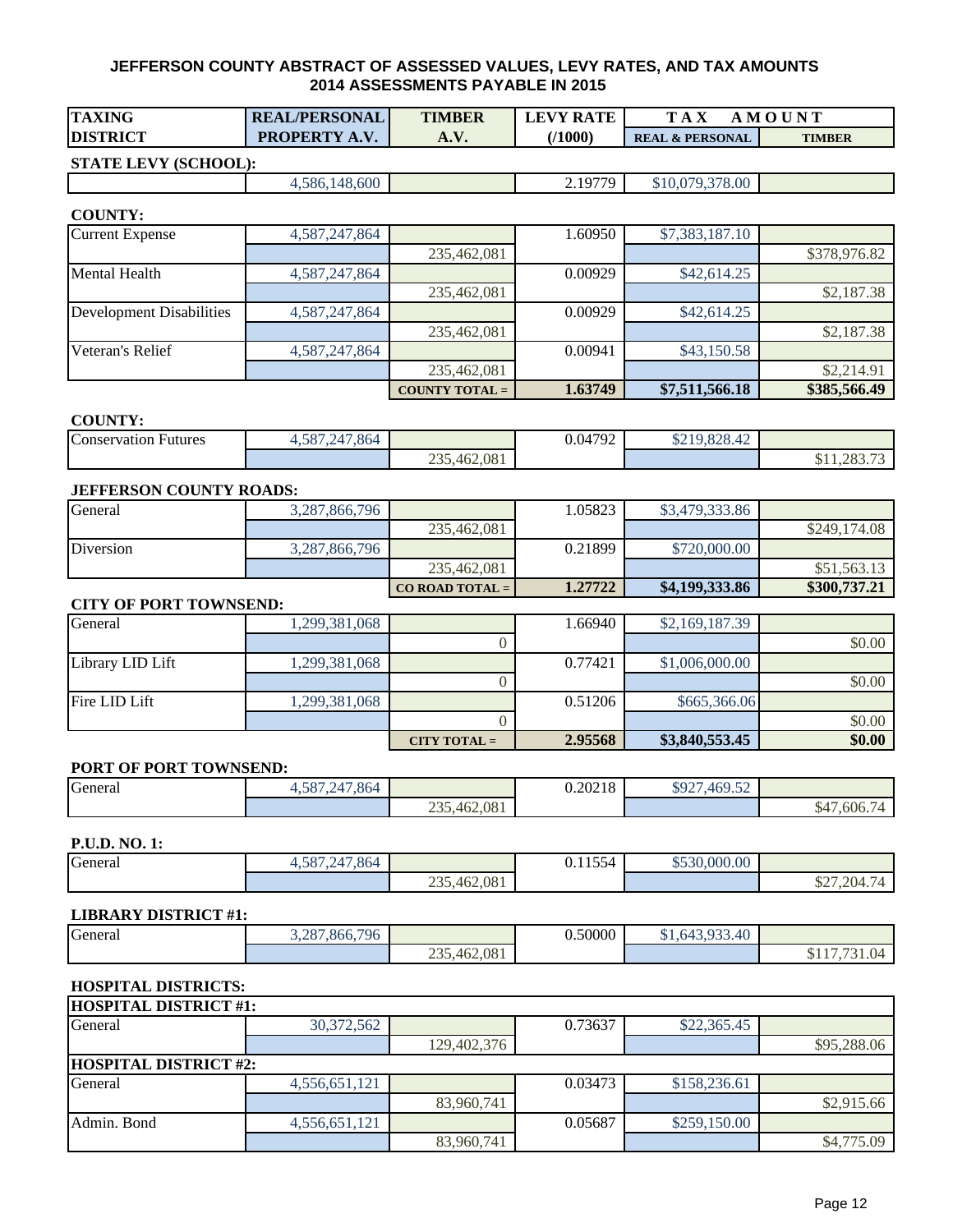## JEFFERSON COUNTY ABSTRACT OF ASSESSED VALUES, LEVY RATES, AND TAX AMOUNTS
## 2014 ASSESSMENTS PAYABLE IN 2015

| TAXING DISTRICT | REAL/PERSONAL PROPERTY A.V. | TIMBER A.V. | LEVY RATE (/1000) | TAX AMOUNT REAL & PERSONAL | TAX AMOUNT TIMBER |
|---|---|---|---|---|---|
| **STATE LEVY (SCHOOL):** | | | | | |
| | 4,586,148,600 | | 2.19779 | $10,079,378.00 | |
| **COUNTY:** | | | | | |
| Current Expense | 4,587,247,864 | | 1.60950 | $7,383,187.10 | |
| | | 235,462,081 | | | $378,976.82 |
| Mental Health | 4,587,247,864 | | 0.00929 | $42,614.25 | |
| | | 235,462,081 | | | $2,187.38 |
| Development Disabilities | 4,587,247,864 | | 0.00929 | $42,614.25 | |
| | | 235,462,081 | | | $2,187.38 |
| Veteran's Relief | 4,587,247,864 | | 0.00941 | $43,150.58 | |
| | | 235,462,081 | | | $2,214.91 |
| | | **COUNTY TOTAL =** | **1.63749** | **$7,511,566.18** | **$385,566.49** |
| **COUNTY:** | | | | | |
| Conservation Futures | 4,587,247,864 | | 0.04792 | $219,828.42 | |
| | | 235,462,081 | | | $11,283.73 |
| **JEFFERSON COUNTY ROADS:** | | | | | |
| General | 3,287,866,796 | | 1.05823 | $3,479,333.86 | |
| | | 235,462,081 | | | $249,174.08 |
| Diversion | 3,287,866,796 | | 0.21899 | $720,000.00 | |
| | | 235,462,081 | | | $51,563.13 |
| | | **CO ROAD TOTAL =** | **1.27722** | **$4,199,333.86** | **$300,737.21** |
| **CITY OF PORT TOWNSEND:** | | | | | |
| General | 1,299,381,068 | | 1.66940 | $2,169,187.39 | |
| | | 0 | | | $0.00 |
| Library LID Lift | 1,299,381,068 | | 0.77421 | $1,006,000.00 | |
| | | 0 | | | $0.00 |
| Fire LID Lift | 1,299,381,068 | | 0.51206 | $665,366.06 | |
| | | 0 | | | $0.00 |
| | | **CITY TOTAL =** | **2.95568** | **$3,840,553.45** | **$0.00** |
| **PORT OF PORT TOWNSEND:** | | | | | |
| General | 4,587,247,864 | | 0.20218 | $927,469.52 | |
| | | 235,462,081 | | | $47,606.74 |
| **P.U.D. NO. 1:** | | | | | |
| General | 4,587,247,864 | | 0.11554 | $530,000.00 | |
| | | 235,462,081 | | | $27,204.74 |
| **LIBRARY DISTRICT #1:** | | | | | |
| General | 3,287,866,796 | | 0.50000 | $1,643,933.40 | |
| | | 235,462,081 | | | $117,731.04 |
| **HOSPITAL DISTRICTS:** | | | | | |
| **HOSPITAL DISTRICT #1:** | | | | | |
| General | 30,372,562 | | 0.73637 | $22,365.45 | |
| | | 129,402,376 | | | $95,288.06 |
| **HOSPITAL DISTRICT #2:** | | | | | |
| General | 4,556,651,121 | | 0.03473 | $158,236.61 | |
| | | 83,960,741 | | | $2,915.66 |
| Admin. Bond | 4,556,651,121 | | 0.05687 | $259,150.00 | |
| | | 83,960,741 | | | $4,775.09 |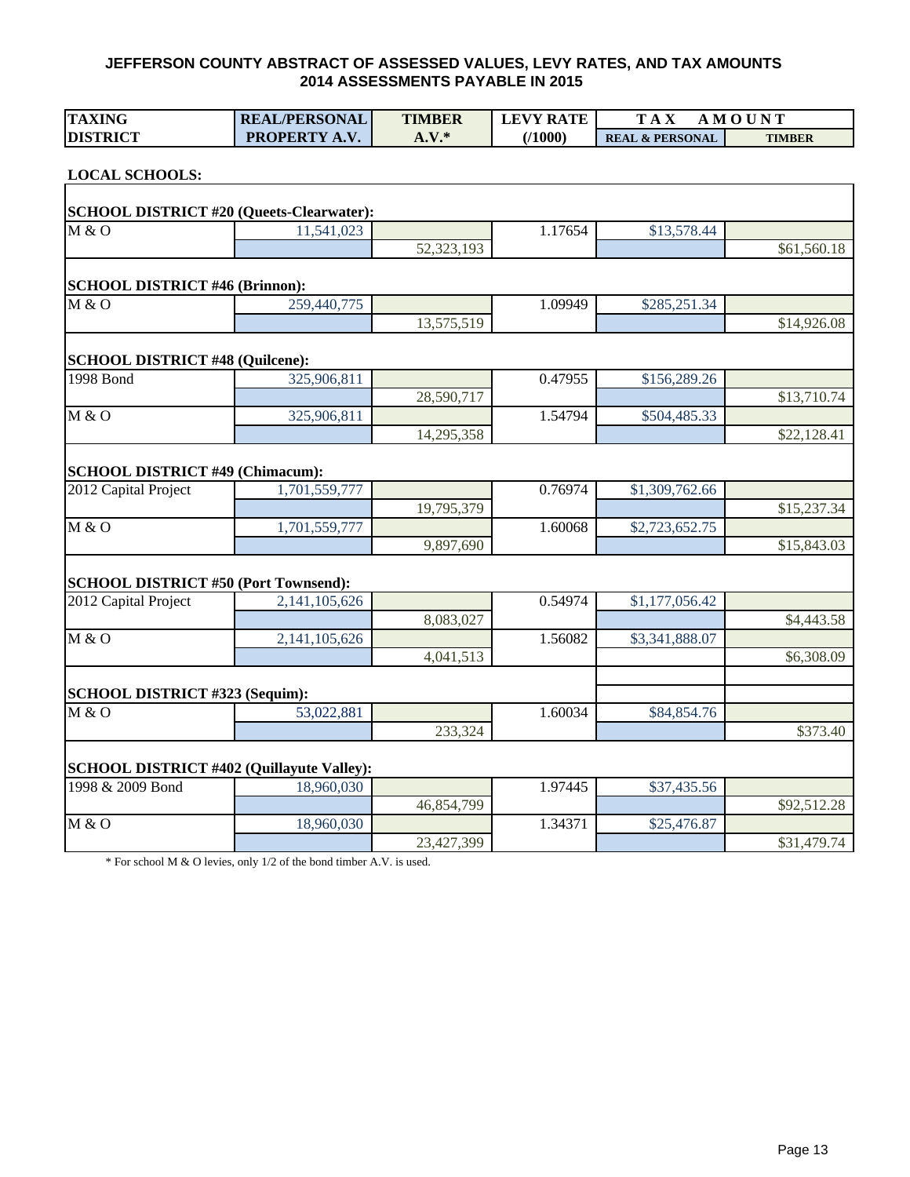**JEFFERSON COUNTY ABSTRACT OF ASSESSED VALUES, LEVY RATES, AND TAX AMOUNTS**
**2014 ASSESSMENTS PAYABLE IN 2015**

| TAXING DISTRICT | REAL/PERSONAL PROPERTY A.V. | TIMBER A.V.* | LEVY RATE (/1000) | TAX AMOUNT REAL & PERSONAL | TAX AMOUNT TIMBER |
|---|---|---|---|---|---|
| **LOCAL SCHOOLS:** | | | | | |
| **SCHOOL DISTRICT #20 (Queets-Clearwater):** | | | | | |
| M & O | 11,541,023 | | 1.17654 | $13,578.44 | |
| | | 52,323,193 | | | $61,560.18 |
| **SCHOOL DISTRICT #46 (Brinnon):** | | | | | |
| M & O | 259,440,775 | | 1.09949 | $285,251.34 | |
| | | 13,575,519 | | | $14,926.08 |
| **SCHOOL DISTRICT #48 (Quilcene):** | | | | | |
| 1998 Bond | 325,906,811 | | 0.47955 | $156,289.26 | |
| | | 28,590,717 | | | $13,710.74 |
| M & O | 325,906,811 | | 1.54794 | $504,485.33 | |
| | | 14,295,358 | | | $22,128.41 |
| **SCHOOL DISTRICT #49 (Chimacum):** | | | | | |
| 2012 Capital Project | 1,701,559,777 | | 0.76974 | $1,309,762.66 | |
| | | 19,795,379 | | | $15,237.34 |
| M & O | 1,701,559,777 | | 1.60068 | $2,723,652.75 | |
| | | 9,897,690 | | | $15,843.03 |
| **SCHOOL DISTRICT #50 (Port Townsend):** | | | | | |
| 2012 Capital Project | 2,141,105,626 | | 0.54974 | $1,177,056.42 | |
| | | 8,083,027 | | | $4,443.58 |
| M & O | 2,141,105,626 | | 1.56082 | $3,341,888.07 | |
| | | 4,041,513 | | | $6,308.09 |
| **SCHOOL DISTRICT #323 (Sequim):** | | | | | |
| M & O | 53,022,881 | | 1.60034 | $84,854.76 | |
| | | 233,324 | | | $373.40 |
| **SCHOOL DISTRICT #402 (Quillayute Valley):** | | | | | |
| 1998 & 2009 Bond | 18,960,030 | | 1.97445 | $37,435.56 | |
| | | 46,854,799 | | | $92,512.28 |
| M & O | 18,960,030 | | 1.34371 | $25,476.87 | |
| | | 23,427,399 | | | $31,479.74 |

* For school M & O levies, only 1/2 of the bond timber A.V. is used.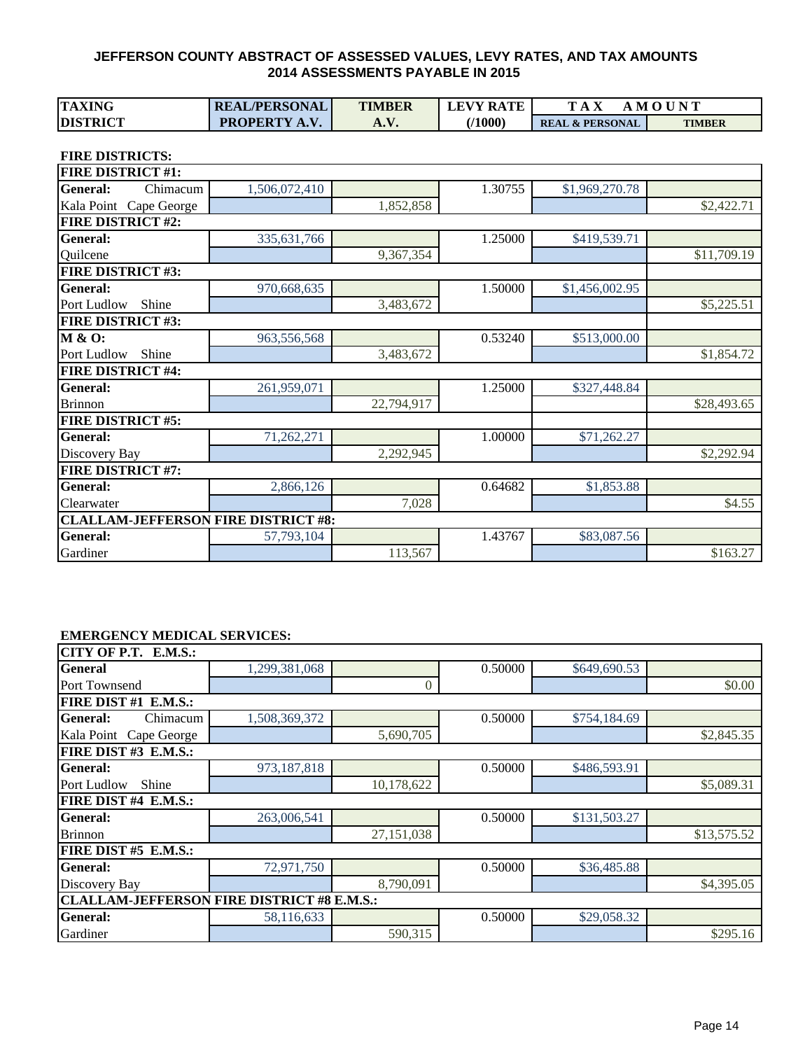# JEFFERSON COUNTY ABSTRACT OF ASSESSED VALUES, LEVY RATES, AND TAX AMOUNTS
## 2014 ASSESSMENTS PAYABLE IN 2015

**FIRE DISTRICTS:**

| TAXING DISTRICT | REAL/PERSONAL PROPERTY A.V. | TIMBER A.V. | LEVY RATE (/1000) | TAX AMOUNT REAL & PERSONAL | TAX AMOUNT TIMBER |
|---|---|---|---|---|---|
| **FIRE DISTRICT #1:** | | | | | |
| **General:** Chimacum | 1,506,072,410 | | 1.30755 | $1,969,270.78 | |
| Kala Point Cape George | | 1,852,858 | | | $2,422.71 |
| **FIRE DISTRICT #2:** | | | | | |
| **General:** | 335,631,766 | | 1.25000 | $419,539.71 | |
| Quilcene | | 9,367,354 | | | $11,709.19 |
| **FIRE DISTRICT #3:** | | | | | |
| **General:** | 970,668,635 | | 1.50000 | $1,456,002.95 | |
| Port Ludlow Shine | | 3,483,672 | | | $5,225.51 |
| **FIRE DISTRICT #3:** | | | | | |
| **M & O:** | 963,556,568 | | 0.53240 | $513,000.00 | |
| Port Ludlow Shine | | 3,483,672 | | | $1,854.72 |
| **FIRE DISTRICT #4:** | | | | | |
| **General:** | 261,959,071 | | 1.25000 | $327,448.84 | |
| Brinnon | | 22,794,917 | | | $28,493.65 |
| **FIRE DISTRICT #5:** | | | | | |
| **General:** | 71,262,271 | | 1.00000 | $71,262.27 | |
| Discovery Bay | | 2,292,945 | | | $2,292.94 |
| **FIRE DISTRICT #7:** | | | | | |
| **General:** | 2,866,126 | | 0.64682 | $1,853.88 | |
| Clearwater | | 7,028 | | | $4.55 |
| **CLALLAM-JEFFERSON FIRE DISTRICT #8:** | | | | | |
| **General:** | 57,793,104 | | 1.43767 | $83,087.56 | |
| Gardiner | | 113,567 | | | $163.27 |

**EMERGENCY MEDICAL SERVICES:**

| TAXING DISTRICT | REAL/PERSONAL PROPERTY A.V. | TIMBER A.V. | LEVY RATE (/1000) | TAX AMOUNT REAL & PERSONAL | TAX AMOUNT TIMBER |
|---|---|---|---|---|---|
| **CITY OF P.T. E.M.S.:** | | | | | |
| **General** | 1,299,381,068 | | 0.50000 | $649,690.53 | |
| Port Townsend | | 0 | | | $0.00 |
| **FIRE DIST #1 E.M.S.:** | | | | | |
| **General:** Chimacum | 1,508,369,372 | | 0.50000 | $754,184.69 | |
| Kala Point Cape George | | 5,690,705 | | | $2,845.35 |
| **FIRE DIST #3 E.M.S.:** | | | | | |
| **General:** | 973,187,818 | | 0.50000 | $486,593.91 | |
| Port Ludlow Shine | | 10,178,622 | | | $5,089.31 |
| **FIRE DIST #4 E.M.S.:** | | | | | |
| **General:** | 263,006,541 | | 0.50000 | $131,503.27 | |
| Brinnon | | 27,151,038 | | | $13,575.52 |
| **FIRE DIST #5 E.M.S.:** | | | | | |
| **General:** | 72,971,750 | | 0.50000 | $36,485.88 | |
| Discovery Bay | | 8,790,091 | | | $4,395.05 |
| **CLALLAM-JEFFERSON FIRE DISTRICT #8 E.M.S.:** | | | | | |
| **General:** | 58,116,633 | | 0.50000 | $29,058.32 | |
| Gardiner | | 590,315 | | | $295.16 |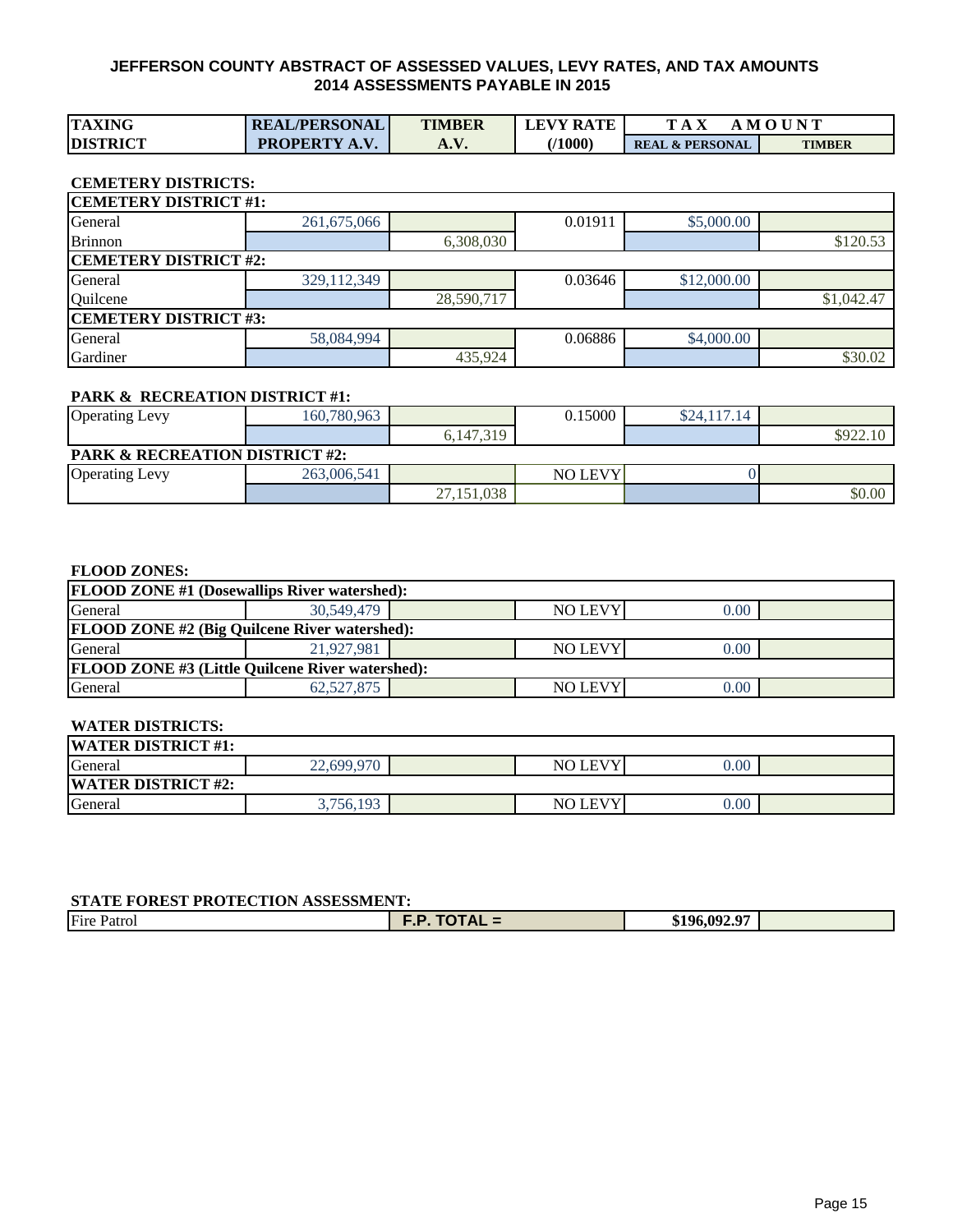# JEFFERSON COUNTY ABSTRACT OF ASSESSED VALUES, LEVY RATES, AND TAX AMOUNTS
## 2014 ASSESSMENTS PAYABLE IN 2015

| TAXING DISTRICT | REAL/PERSONAL PROPERTY A.V. | TIMBER A.V. | LEVY RATE (/1000) | TAX AMOUNT REAL & PERSONAL | TAX AMOUNT TIMBER |
|---|---|---|---|---|---|
| **CEMETERY DISTRICTS:** | | | | | |
| **CEMETERY DISTRICT #1:** | | | | | |
| General | 261,675,066 | | 0.01911 | $5,000.00 | |
| Brinnon | | 6,308,030 | | | $120.53 |
| **CEMETERY DISTRICT #2:** | | | | | |
| General | 329,112,349 | | 0.03646 | $12,000.00 | |
| Quilcene | | 28,590,717 | | | $1,042.47 |
| **CEMETERY DISTRICT #3:** | | | | | |
| General | 58,084,994 | | 0.06886 | $4,000.00 | |
| Gardiner | | 435,924 | | | $30.02 |
| **PARK & RECREATION DISTRICT #1:** | | | | | |
| Operating Levy | 160,780,963 | | 0.15000 | $24,117.14 | |
| | | 6,147,319 | | | $922.10 |
| **PARK & RECREATION DISTRICT #2:** | | | | | |
| Operating Levy | 263,006,541 | | NO LEVY | 0 | |
| | | 27,151,038 | | | $0.00 |
| **FLOOD ZONES:** | | | | | |
| **FLOOD ZONE #1 (Dosewallips River watershed):** | | | | | |
| General | 30,549,479 | | NO LEVY | 0.00 | |
| **FLOOD ZONE #2 (Big Quilcene River watershed):** | | | | | |
| General | 21,927,981 | | NO LEVY | 0.00 | |
| **FLOOD ZONE #3 (Little Quilcene River watershed):** | | | | | |
| General | 62,527,875 | | NO LEVY | 0.00 | |
| **WATER DISTRICTS:** | | | | | |
| **WATER DISTRICT #1:** | | | | | |
| General | 22,699,970 | | NO LEVY | 0.00 | |
| **WATER DISTRICT #2:** | | | | | |
| General | 3,756,193 | | NO LEVY | 0.00 | |
| **STATE FOREST PROTECTION ASSESSMENT:** | | | | | |
| Fire Patrol | | F.P. TOTAL = | | $196,092.97 | |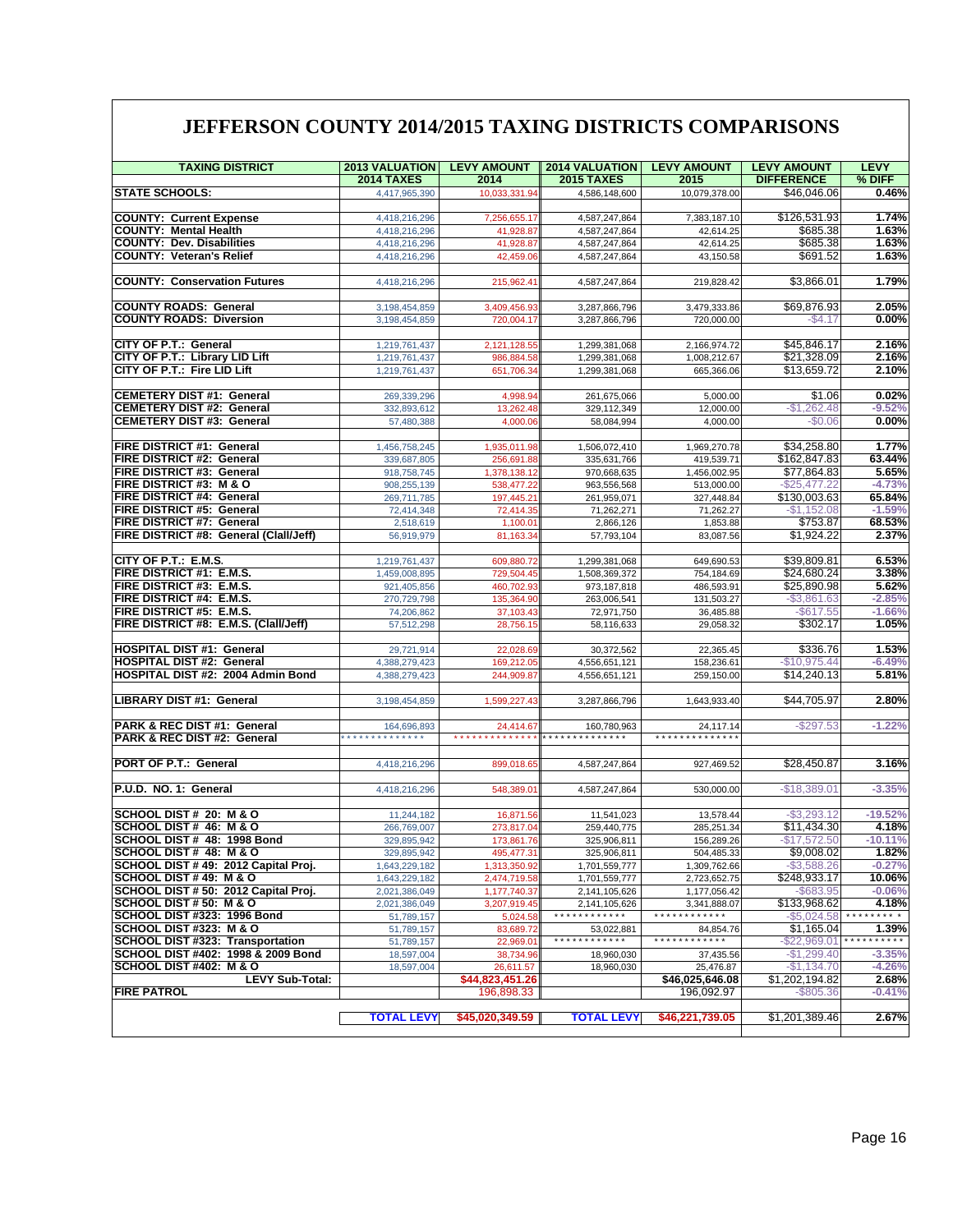# JEFFERSON COUNTY 2014/2015 TAXING DISTRICTS COMPARISONS

| TAXING DISTRICT | 2013 VALUATION 2014 TAXES | LEVY AMOUNT 2014 | 2014 VALUATION 2015 TAXES | LEVY AMOUNT 2015 | LEVY AMOUNT DIFFERENCE | LEVY % DIFF |
|---|---|---|---|---|---|---|
| **STATE SCHOOLS:** | 4,417,965,390 | 10,033,331.94 | 4,586,148,600 | 10,079,378.00 | $46,046.06 | 0.46% |
| | | | | | | |
| **COUNTY: Current Expense** | 4,418,216,296 | 7,256,655.17 | 4,587,247,864 | 7,383,187.10 | $126,531.93 | 1.74% |
| **COUNTY: Mental Health** | 4,418,216,296 | 41,928.87 | 4,587,247,864 | 42,614.25 | $685.38 | 1.63% |
| **COUNTY: Dev. Disabilities** | 4,418,216,296 | 41,928.87 | 4,587,247,864 | 42,614.25 | $685.38 | 1.63% |
| **COUNTY: Veteran's Relief** | 4,418,216,296 | 42,459.06 | 4,587,247,864 | 43,150.58 | $691.52 | 1.63% |
| | | | | | | |
| **COUNTY: Conservation Futures** | 4,418,216,296 | 215,962.41 | 4,587,247,864 | 219,828.42 | $3,866.01 | 1.79% |
| | | | | | | |
| **COUNTY ROADS: General** | 3,198,454,859 | 3,409,456.93 | 3,287,866,796 | 3,479,333.86 | $69,876.93 | 2.05% |
| **COUNTY ROADS: Diversion** | 3,198,454,859 | 720,004.17 | 3,287,866,796 | 720,000.00 | -$4.17 | 0.00% |
| | | | | | | |
| **CITY OF P.T.: General** | 1,219,761,437 | 2,121,128.55 | 1,299,381,068 | 2,166,974.72 | $45,846.17 | 2.16% |
| **CITY OF P.T.: Library LID Lift** | 1,219,761,437 | 986,884.58 | 1,299,381,068 | 1,008,212.67 | $21,328.09 | 2.16% |
| **CITY OF P.T.: Fire LID Lift** | 1,219,761,437 | 651,706.34 | 1,299,381,068 | 665,366.06 | $13,659.72 | 2.10% |
| | | | | | | |
| **CEMETERY DIST #1: General** | 269,339,296 | 4,998.94 | 261,675,066 | 5,000.00 | $1.06 | 0.02% |
| **CEMETERY DIST #2: General** | 332,893,612 | 13,262.48 | 329,112,349 | 12,000.00 | -$1,262.48 | -9.52% |
| **CEMETERY DIST #3: General** | 57,480,388 | 4,000.06 | 58,084,994 | 4,000.00 | -$0.06 | 0.00% |
| | | | | | | |
| **FIRE DISTRICT #1: General** | 1,456,758,245 | 1,935,011.98 | 1,506,072,410 | 1,969,270.78 | $34,258.80 | 1.77% |
| **FIRE DISTRICT #2: General** | 339,687,805 | 256,691.88 | 335,631,766 | 419,539.71 | $162,847.83 | 63.44% |
| **FIRE DISTRICT #3: General** | 918,758,745 | 1,378,138.12 | 970,668,635 | 1,456,002.95 | $77,864.83 | 5.65% |
| **FIRE DISTRICT #3: M & O** | 908,255,139 | 538,477.22 | 963,556,568 | 513,000.00 | -$25,477.22 | -4.73% |
| **FIRE DISTRICT #4: General** | 269,711,785 | 197,445.21 | 261,959,071 | 327,448.84 | $130,003.63 | 65.84% |
| **FIRE DISTRICT #5: General** | 72,414,348 | 72,414.35 | 71,262,271 | 71,262.27 | -$1,152.08 | -1.59% |
| **FIRE DISTRICT #7: General** | 2,518,619 | 1,100.01 | 2,866,126 | 1,853.88 | $753.87 | 68.53% |
| **FIRE DISTRICT #8: General (Clall/Jeff)** | 56,919,979 | 81,163.34 | 57,793,104 | 83,087.56 | $1,924.22 | 2.37% |
| | | | | | | |
| **CITY OF P.T.: E.M.S.** | 1,219,761,437 | 609,880.72 | 1,299,381,068 | 649,690.53 | $39,809.81 | 6.53% |
| **FIRE DISTRICT #1: E.M.S.** | 1,459,008,895 | 729,504.45 | 1,508,369,372 | 754,184.69 | $24,680.24 | 3.38% |
| **FIRE DISTRICT #3: E.M.S.** | 921,405,856 | 460,702.93 | 973,187,818 | 486,593.91 | $25,890.98 | 5.62% |
| **FIRE DISTRICT #4: E.M.S.** | 270,729,798 | 135,364.90 | 263,006,541 | 131,503.27 | -$3,861.63 | -2.85% |
| **FIRE DISTRICT #5: E.M.S.** | 74,206,862 | 37,103.43 | 72,971,750 | 36,485.88 | -$617.55 | -1.66% |
| **FIRE DISTRICT #8: E.M.S. (Clall/Jeff)** | 57,512,298 | 28,756.15 | 58,116,633 | 29,058.32 | $302.17 | 1.05% |
| | | | | | | |
| **HOSPITAL DIST #1: General** | 29,721,914 | 22,028.69 | 30,372,562 | 22,365.45 | $336.76 | 1.53% |
| **HOSPITAL DIST #2: General** | 4,388,279,423 | 169,212.05 | 4,556,651,121 | 158,236.61 | -$10,975.44 | -6.49% |
| **HOSPITAL DIST #2: 2004 Admin Bond** | 4,388,279,423 | 244,909.87 | 4,556,651,121 | 259,150.00 | $14,240.13 | 5.81% |
| | | | | | | |
| **LIBRARY DIST #1: General** | 3,198,454,859 | 1,599,227.43 | 3,287,866,796 | 1,643,933.40 | $44,705.97 | 2.80% |
| | | | | | | |
| **PARK & REC DIST #1: General** | 164,696,893 | 24,414.67 | 160,780,963 | 24,117.14 | -$297.53 | -1.22% |
| **PARK & REC DIST #2: General** | ************** | ************** | ************** | ************** | | |
| | | | | | | |
| **PORT OF P.T.: General** | 4,418,216,296 | 899,018.65 | 4,587,247,864 | 927,469.52 | $28,450.87 | 3.16% |
| | | | | | | |
| **P.U.D. NO. 1: General** | 4,418,216,296 | 548,389.01 | 4,587,247,864 | 530,000.00 | -$18,389.01 | -3.35% |
| | | | | | | |
| **SCHOOL DIST # 20: M & O** | 11,244,182 | 16,871.56 | 11,541,023 | 13,578.44 | -$3,293.12 | -19.52% |
| **SCHOOL DIST # 46: M & O** | 266,769,007 | 273,817.04 | 259,440,775 | 285,251.34 | $11,434.30 | 4.18% |
| **SCHOOL DIST # 48: 1998 Bond** | 329,895,942 | 173,861.76 | 325,906,811 | 156,289.26 | -$17,572.50 | -10.11% |
| **SCHOOL DIST # 48: M & O** | 329,895,942 | 495,477.31 | 325,906,811 | 504,485.33 | $9,008.02 | 1.82% |
| **SCHOOL DIST # 49: 2012 Capital Proj.** | 1,643,229,182 | 1,313,350.92 | 1,701,559,777 | 1,309,762.66 | -$3,588.26 | -0.27% |
| **SCHOOL DIST # 49: M & O** | 1,643,229,182 | 2,474,719.58 | 1,701,559,777 | 2,723,652.75 | $248,933.17 | 10.06% |
| **SCHOOL DIST # 50: 2012 Capital Proj.** | 2,021,386,049 | 1,177,740.37 | 2,141,105,626 | 1,177,056.42 | -$683.95 | -0.06% |
| **SCHOOL DIST # 50: M & O** | 2,021,386,049 | 3,207,919.45 | 2,141,105,626 | 3,341,888.07 | $133,968.62 | 4.18% |
| **SCHOOL DIST #323: 1996 Bond** | 51,789,157 | 5,024.58 | ************ | ************ | -$5,024.58 | ********* |
| **SCHOOL DIST #323: M & O** | 51,789,157 | 83,689.72 | 53,022,881 | 84,854.76 | $1,165.04 | 1.39% |
| **SCHOOL DIST #323: Transportation** | 51,789,157 | 22,969.01 | ************ | ************ | -$22,969.01 | ********** |
| **SCHOOL DIST #402: 1998 & 2009 Bond** | 18,597,004 | 38,734.96 | 18,960,030 | 37,435.56 | -$1,299.40 | -3.35% |
| **SCHOOL DIST #402: M & O** | 18,597,004 | 26,611.57 | 18,960,030 | 25,476.87 | -$1,134.70 | -4.26% |
| **LEVY Sub-Total:** | | **$44,823,451.26** | | **$46,025,646.08** | $1,202,194.82 | 2.68% |
| **FIRE PATROL** | | 196,898.33 | | 196,092.97 | -$805.36 | -0.41% |
| | | | | | | |
| | **TOTAL LEVY** | **$45,020,349.59** | **TOTAL LEVY** | **$46,221,739.05** | $1,201,389.46 | 2.67% |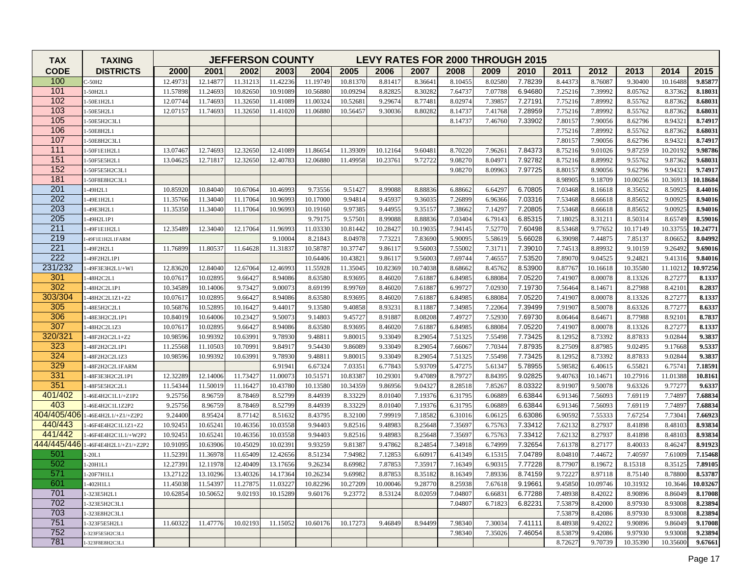| TAX CODE | TAXING DISTRICTS | JEFFERSON COUNTY | | | | | LEVY RATES FOR 2000 THROUGH 2015 | | | | | | | | | | |
|---|---|---|---|---|---|---|---|---|---|---|---|---|---|---|---|---|---|
| | | 2000 | 2001 | 2002 | 2003 | 2004 | 2005 | 2006 | 2007 | 2008 | 2009 | 2010 | 2011 | 2012 | 2013 | 2014 | 2015 |
| 100 | C-50H2 | 12.49731 | 12.14877 | 11.31213 | 11.42236 | 11.19749 | 10.81370 | 8.81417 | 8.36641 | 8.10455 | 8.02580 | 7.78239 | 8.44373 | 8.76087 | 9.30400 | 10.16488 | **9.85877** |
| 101 | 1-50H2L1 | 11.57898 | 11.24693 | 10.82650 | 10.91089 | 10.56880 | 10.09294 | 8.82825 | 8.30282 | 7.64737 | 7.07788 | 6.94680 | 7.25216 | 7.39992 | 8.05762 | 8.37362 | **8.18031** |
| 102 | 1-50E1H2L1 | 12.07744 | 11.74693 | 11.32650 | 11.41089 | 11.00324 | 10.52681 | 9.29674 | 8.77481 | 8.02974 | 7.39857 | 7.27191 | 7.75216 | 7.89992 | 8.55762 | 8.87362 | **8.68031** |
| 103 | 1-50E5H2L1 | 12.07157 | 11.74693 | 11.32650 | 11.41020 | 11.06880 | 10.56457 | 9.30036 | 8.80282 | 8.14737 | 7.41768 | 7.28959 | 7.75216 | 7.89992 | 8.55762 | 8.87362 | **8.68031** |
| 105 | 1-50E5H2C3L1 | | | | | | | | | 8.14737 | 7.46760 | 7.33902 | 7.80157 | 7.90056 | 8.62796 | 8.94321 | **8.74917** |
| 106 | 1-50E8H2L1 | | | | | | | | | | | | 7.75216 | 7.89992 | 8.55762 | 8.87362 | **8.68031** |
| 107 | 1-50E8H2C3L1 | | | | | | | | | | | | 7.80157 | 7.90056 | 8.62796 | 8.94321 | **8.74917** |
| 111 | 1-50F1E1H2L1 | 13.07467 | 12.74693 | 12.32650 | 12.41089 | 11.86654 | 11.39309 | 10.12164 | 9.60481 | 8.70220 | 7.96261 | 7.84373 | 8.75216 | 9.01026 | 9.87259 | 10.20192 | **9.98786** |
| 151 | 1-50F5E5H2L1 | 13.04625 | 12.71817 | 12.32650 | 12.40783 | 12.06880 | 11.49958 | 10.23761 | 9.72722 | 9.08270 | 8.04971 | 7.92782 | 8.75216 | 8.89992 | 9.55762 | 9.87362 | **9.68031** |
| 152 | 1-50F5E5H2C3L1 | | | | | | | | | 9.08270 | 8.09963 | 7.97725 | 8.80157 | 8.90056 | 9.62796 | 9.94321 | **9.74917** |
| 181 | 1-50F8E8H2C3L1 | | | | | | | | | | | | 8.98905 | 9.18709 | 10.00256 | 10.36913 | **10.18684** |
| 201 | 1-49H2L1 | 10.85920 | 10.84040 | 10.67064 | 10.46993 | 9.73556 | 9.51427 | 8.99088 | 8.88836 | 6.88662 | 6.64297 | 6.70805 | 7.03468 | 8.16618 | 8.35652 | 8.50925 | **8.44016** |
| 202 | 1-49E1H2L1 | 11.35766 | 11.34040 | 11.17064 | 10.96993 | 10.17000 | 9.94814 | 9.45937 | 9.36035 | 7.26899 | 6.96366 | 7.03316 | 7.53468 | 8.66618 | 8.85652 | 9.00925 | **8.94016** |
| 203 | 1-49E3H2L1 | 11.35350 | 11.34040 | 11.17064 | 10.96993 | 10.19160 | 9.97385 | 9.44955 | 9.35157 | 7.38662 | 7.14297 | 7.20805 | 7.53468 | 8.66618 | 8.85652 | 9.00925 | **8.94016** |
| 205 | 1-49H2L1P1 | | | | | 9.79175 | 9.57501 | 8.99088 | 8.88836 | 7.03404 | 6.79143 | 6.85315 | 7.18025 | 8.31211 | 8.50314 | 8.65749 | **8.59016** |
| 211 | 1-49F1E1H2L1 | 12.35489 | 12.34040 | 12.17064 | 11.96993 | 11.03330 | 10.81442 | 10.28427 | 10.19035 | 7.94145 | 7.52770 | 7.60498 | 8.53468 | 9.77652 | 10.17149 | 10.33755 | **10.24771** |
| 219 | 1-49F1E1H2L1FARM | | | | 9.10004 | 8.21843 | 8.04978 | 7.73221 | 7.83690 | 5.90095 | 5.58619 | 5.66028 | 6.39098 | 7.44875 | 7.85137 | 8.06652 | **8.04992** |
| 221 | 1-49F2H2L1 | 11.76899 | 11.80537 | 11.64628 | 11.31837 | 10.58787 | 10.37747 | 9.86117 | 9.56003 | 7.55002 | 7.31711 | 7.39010 | 7.74513 | 8.89932 | 9.10159 | 9.26492 | **9.69016** |
| 222 | 1-49F2H2L1P1 | | | | | 10.64406 | 10.43821 | 9.86117 | 9.56003 | 7.69744 | 7.46557 | 7.53520 | 7.89070 | 9.04525 | 9.24821 | 9.41316 | **9.84016** |
| 231/232 | 1-49F3E3H2L1/+W1 | 12.83620 | 12.84040 | 12.67064 | 12.46993 | 11.55928 | 11.35045 | 10.82369 | 10.74038 | 8.68662 | 8.45762 | 8.53900 | 8.87767 | 10.16618 | 10.35580 | 11.10212 | **10.97256** |
| 301 | 1-48H2C2L1 | 10.07617 | 10.02895 | 9.66427 | 8.94086 | 8.63580 | 8.93695 | 8.46020 | 7.61887 | 6.84985 | 6.88084 | 7.05220 | 7.41907 | 8.00078 | 8.13326 | 8.27277 | **8.1337** |
| 302 | 1-48H2C2L1P1 | 10.34589 | 10.14006 | 9.73427 | 9.00073 | 8.69199 | 8.99769 | 8.46020 | 7.61887 | 6.99727 | 7.02930 | 7.19730 | 7.56464 | 8.14671 | 8.27988 | 8.42101 | **8.2837** |
| 303/304 | 1-48H2C2L1Z1+Z2 | 10.07617 | 10.02895 | 9.66427 | 8.94086 | 8.63580 | 8.93695 | 8.46020 | 7.61887 | 6.84985 | 6.88084 | 7.05220 | 7.41907 | 8.00078 | 8.13326 | 8.27277 | **8.1337** |
| 305 | 1-48E5H2C2L1 | 10.56876 | 10.52895 | 10.16427 | 9.44017 | 9.13580 | 9.40858 | 8.93231 | 8.11887 | 7.34985 | 7.22064 | 7.39499 | 7.91907 | 8.50078 | 8.63326 | 8.77277 | **8.6337** |
| 306 | 1-48E3H2C2L1P1 | 10.84019 | 10.64006 | 10.23427 | 9.50073 | 9.14803 | 9.45727 | 8.91887 | 8.08208 | 7.49727 | 7.52930 | 7.69730 | 8.06464 | 8.64671 | 8.77988 | 8.92101 | **8.7837** |
| 307 | 1-48H2C2L1Z3 | 10.07617 | 10.02895 | 9.66427 | 8.94086 | 8.63580 | 8.93695 | 8.46020 | 7.61887 | 6.84985 | 6.88084 | 7.05220 | 7.41907 | 8.00078 | 8.13326 | 8.27277 | **8.1337** |
| 320/321 | 1-48F2H2C2L1+Z2 | 10.98596 | 10.99392 | 10.63991 | 9.78930 | 9.48811 | 9.80015 | 9.33049 | 8.29054 | 7.51325 | 7.55498 | 7.73425 | 8.12952 | 8.73392 | 8.87833 | 9.02844 | **9.3837** |
| 323 | 1-48F2H2C2L1P1 | 11.25568 | 11.10503 | 10.70991 | 9.84917 | 9.54430 | 9.86089 | 9.33049 | 8.29054 | 7.66067 | 7.70344 | 7.87935 | 8.27509 | 8.87985 | 9.02495 | 9.17668 | **9.5337** |
| 324 | 1-48F2H2C2L1Z3 | 10.98596 | 10.99392 | 10.63991 | 9.78930 | 9.48811 | 9.80015 | 9.33049 | 8.29054 | 7.51325 | 7.55498 | 7.73425 | 8.12952 | 8.73392 | 8.87833 | 9.02844 | **9.3837** |
| 329 | 1-48F2H2C2L1FARM | | | | 6.91941 | 6.67324 | 7.03351 | 6.77843 | 5.93709 | 5.47275 | 5.61347 | 5.78955 | 5.98582 | 6.40615 | 6.55821 | 6.75741 | **7.18591** |
| 331 | 1-48F3E3H2C2L1P1 | 12.32289 | 12.14006 | 11.73427 | 11.00073 | 10.51571 | 10.83387 | 10.29301 | 9.47089 | 8.79727 | 8.84395 | 9.02825 | 9.40763 | 10.14671 | 10.27916 | 11.01388 | **10.8161** |
| 351 | 1-48F5E5H2C2L1 | 11.54344 | 11.50019 | 11.16427 | 10.43780 | 10.13580 | 10.34359 | 9.86956 | 9.04327 | 8.28518 | 7.85267 | 8.03322 | 8.91907 | 9.50078 | 9.63326 | 9.77277 | **9.6337** |
| 401/402 | 1-46E4H2C1L1/+Z1P2 | 9.25756 | 8.96759 | 8.78469 | 8.52799 | 8.44939 | 8.33229 | 8.01040 | 7.19376 | 6.31795 | 6.06889 | 6.63844 | 6.91346 | 7.56093 | 7.69119 | 7.74897 | **7.68834** |
| 403 | 1-46E4H2C1L1Z2P2 | 9.25756 | 8.96759 | 8.78469 | 8.52799 | 8.44939 | 8.33229 | 8.01040 | 7.19376 | 6.31795 | 6.06889 | 6.63844 | 6.91346 | 7.56093 | 7.69119 | 7.74897 | **7.68834** |
| 404/405/406 | 1-46E4H2L1/+Z1/+Z2P2 | 9.24400 | 8.95424 | 8.77142 | 8.51632 | 8.43795 | 8.32100 | 7.99919 | 7.18582 | 6.31016 | 6.06125 | 6.63086 | 6.90592 | 7.55333 | 7.67254 | 7.73041 | **7.66923** |
| 440/443 | 1-46F4E4H2C1L1Z1+Z2 | 10.92451 | 10.65241 | 10.46356 | 10.03558 | 9.94403 | 9.82516 | 9.48983 | 8.25648 | 7.35697 | 6.75763 | 7.33412 | 7.62132 | 8.27937 | 8.41898 | 8.48103 | **8.93834** |
| 441/442 | 1-46F4E4H2C1L1/+W2P2 | 10.92451 | 10.65241 | 10.46356 | 10.03558 | 9.94403 | 9.82516 | 9.48983 | 8.25648 | 7.35697 | 6.75763 | 7.33412 | 7.62132 | 8.27937 | 8.41898 | 8.48103 | **8.93834** |
| 444/445/446 | 1-46F4E4H2L1/+Z1/+Z2P2 | 10.91095 | 10.63906 | 10.45029 | 10.02391 | 9.93259 | 9.81387 | 9.47862 | 8.24854 | 7.34918 | 6.74999 | 7.32654 | 7.61378 | 8.27177 | 8.40033 | 8.46247 | **8.91923** |
| 501 | 1-20L1 | 11.52391 | 11.36978 | 11.65409 | 12.42656 | 8.51234 | 7.94982 | 7.12853 | 6.60917 | 6.41349 | 6.15315 | 7.04789 | 8.04810 | 7.44672 | 7.40597 | 7.61009 | **7.15468** |
| 502 | 1-20H1L1 | 12.27391 | 12.11978 | 12.40409 | 13.17656 | 9.26234 | 8.69982 | 7.87853 | 7.35917 | 7.16349 | 6.90315 | 7.77228 | 8.77907 | 8.19672 | 8.15318 | 8.35125 | **7.89105** |
| 571 | 1-20F7H1L1 | 13.27122 | 13.10296 | 13.40326 | 14.17364 | 10.26234 | 9.69982 | 8.87853 | 8.35182 | 8.16349 | 7.89336 | 8.74159 | 9.72227 | 8.97118 | 8.75140 | 8.78800 | **8.53787** |
| 601 | 1-402H1L1 | 11.45038 | 11.54397 | 11.27875 | 11.03227 | 10.82296 | 10.27209 | 10.00046 | 9.28770 | 8.25938 | 7.67618 | 9.19661 | 9.45850 | 10.09746 | 10.31932 | 10.3646 | **10.03267** |
| 701 | 1-323E5H2L1 | 10.62854 | 10.50652 | 9.02193 | 10.15289 | 9.60176 | 9.23772 | 8.53124 | 8.02059 | 7.04807 | 6.66831 | 6.77288 | 7.48938 | 8.42022 | 8.90896 | 8.86049 | **8.17008** |
| 702 | 1-323E5H2C3L1 | | | | | | | | | 7.04807 | 6.71823 | 6.82231 | 7.53879 | 8.42000 | 8.97930 | 8.93008 | **8.23894** |
| 703 | 1-323E8H2C3L1 | | | | | | | | | | | | 7.53879 | 8.42086 | 8.97930 | 8.93008 | **8.23894** |
| 751 | 1-323F5E5H2L1 | 11.60322 | 11.47776 | 10.02193 | 11.15052 | 10.60176 | 10.17273 | 9.46849 | 8.94499 | 7.98340 | 7.30034 | 7.41111 | 8.48938 | 9.42022 | 9.90896 | 9.86049 | **9.17008** |
| 752 | 1-323F5E5H2C3L1 | | | | | | | | | 7.98340 | 7.35026 | 7.46054 | 8.53879 | 9.42086 | 9.97930 | 9.93008 | **9.23894** |
| 781 | 1-323F8E8H2C3L1 | | | | | | | | | | | | 8.72627 | 9.70739 | 10.35390 | 10.35600 | **9.67661** |